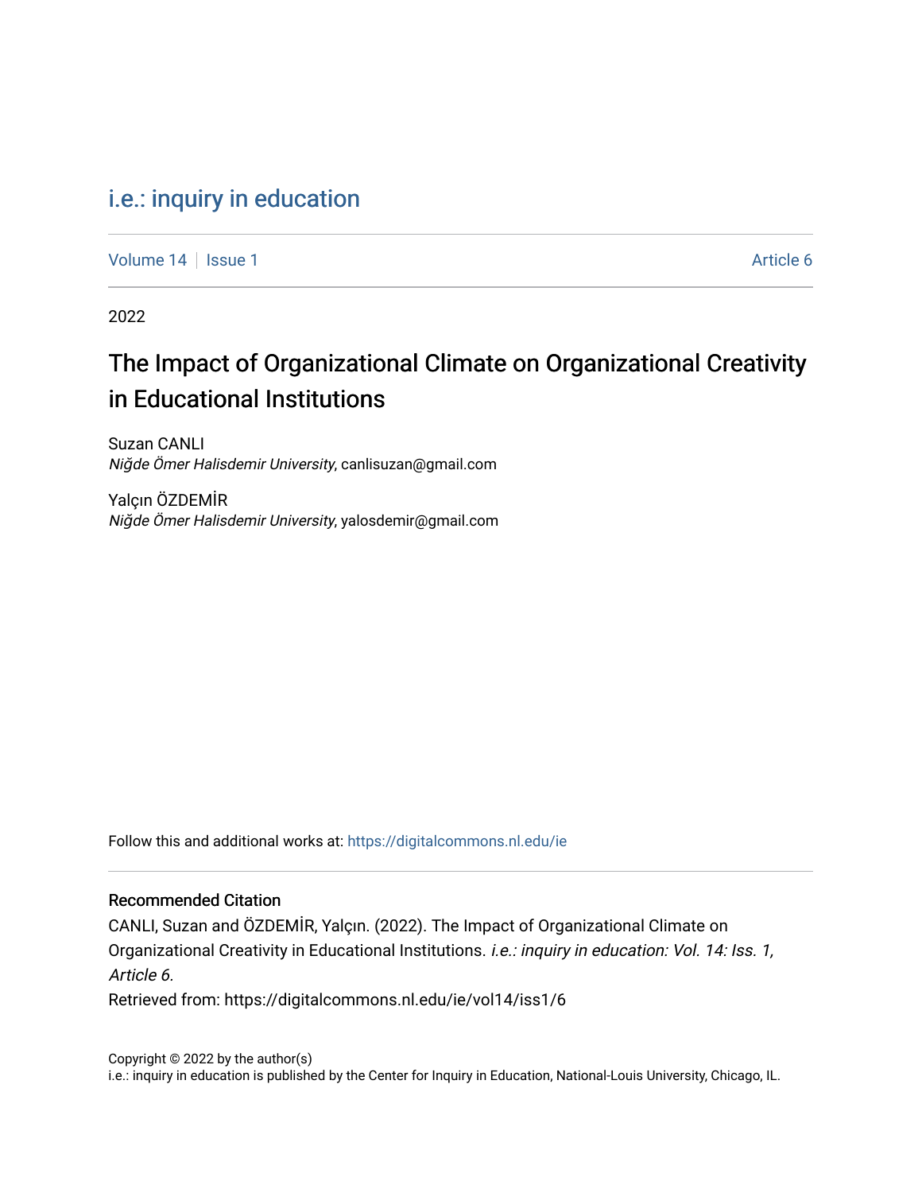i.e.: inquiry in education

Volume 14 | Issue 1 Article 6

2022

# The Impact of Organizational Climate on Organizational Creativity in Educational Institutions

Suzan CANLI
*Niğde Ömer Halisdemir University*, canlisuzan@gmail.com

Yalçın ÖZDEMİR
*Niğde Ömer Halisdemir University*, yalosdemir@gmail.com

Follow this and additional works at: https://digitalcommons.nl.edu/ie

## Recommended Citation

CANLI, Suzan and ÖZDEMİR, Yalçın. (2022). The Impact of Organizational Climate on Organizational Creativity in Educational Institutions. *i.e.: inquiry in education: Vol. 14: Iss. 1, Article 6.*
Retrieved from: https://digitalcommons.nl.edu/ie/vol14/iss1/6

Copyright © 2022 by the author(s)
i.e.: inquiry in education is published by the Center for Inquiry in Education, National-Louis University, Chicago, IL.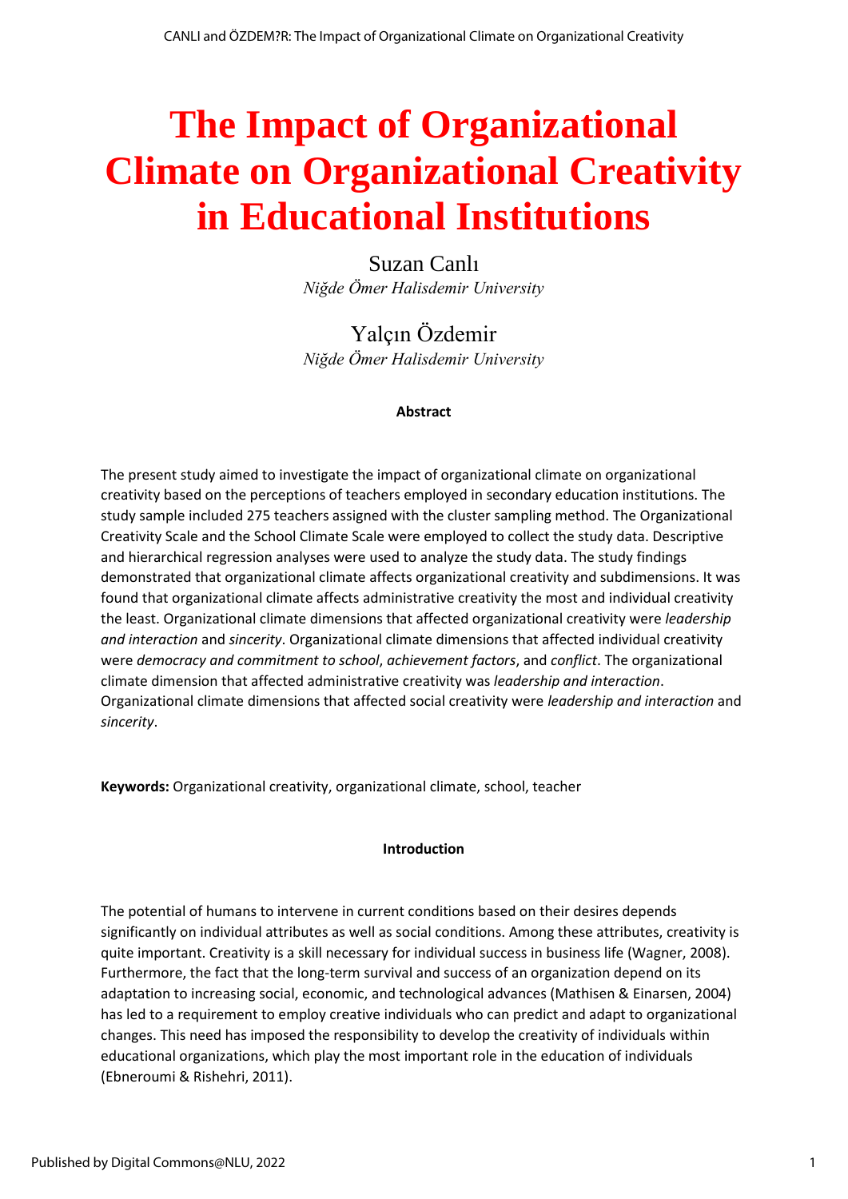# The Impact of Organizational Climate on Organizational Creativity in Educational Institutions

Suzan Canlı
*Niğde Ömer Halisdemir University*

Yalçın Özdemir
*Niğde Ömer Halisdemir University*

**Abstract**

The present study aimed to investigate the impact of organizational climate on organizational creativity based on the perceptions of teachers employed in secondary education institutions. The study sample included 275 teachers assigned with the cluster sampling method. The Organizational Creativity Scale and the School Climate Scale were employed to collect the study data. Descriptive and hierarchical regression analyses were used to analyze the study data. The study findings demonstrated that organizational climate affects organizational creativity and subdimensions. It was found that organizational climate affects administrative creativity the most and individual creativity the least. Organizational climate dimensions that affected organizational creativity were *leadership and interaction* and *sincerity*. Organizational climate dimensions that affected individual creativity were *democracy and commitment to school*, *achievement factors*, and *conflict*. The organizational climate dimension that affected administrative creativity was *leadership and interaction*. Organizational climate dimensions that affected social creativity were *leadership and interaction* and *sincerity*.

**Keywords:** Organizational creativity, organizational climate, school, teacher

## Introduction

The potential of humans to intervene in current conditions based on their desires depends significantly on individual attributes as well as social conditions. Among these attributes, creativity is quite important. Creativity is a skill necessary for individual success in business life (Wagner, 2008). Furthermore, the fact that the long-term survival and success of an organization depend on its adaptation to increasing social, economic, and technological advances (Mathisen & Einarsen, 2004) has led to a requirement to employ creative individuals who can predict and adapt to organizational changes. This need has imposed the responsibility to develop the creativity of individuals within educational organizations, which play the most important role in the education of individuals (Ebneroumi & Rishehri, 2011).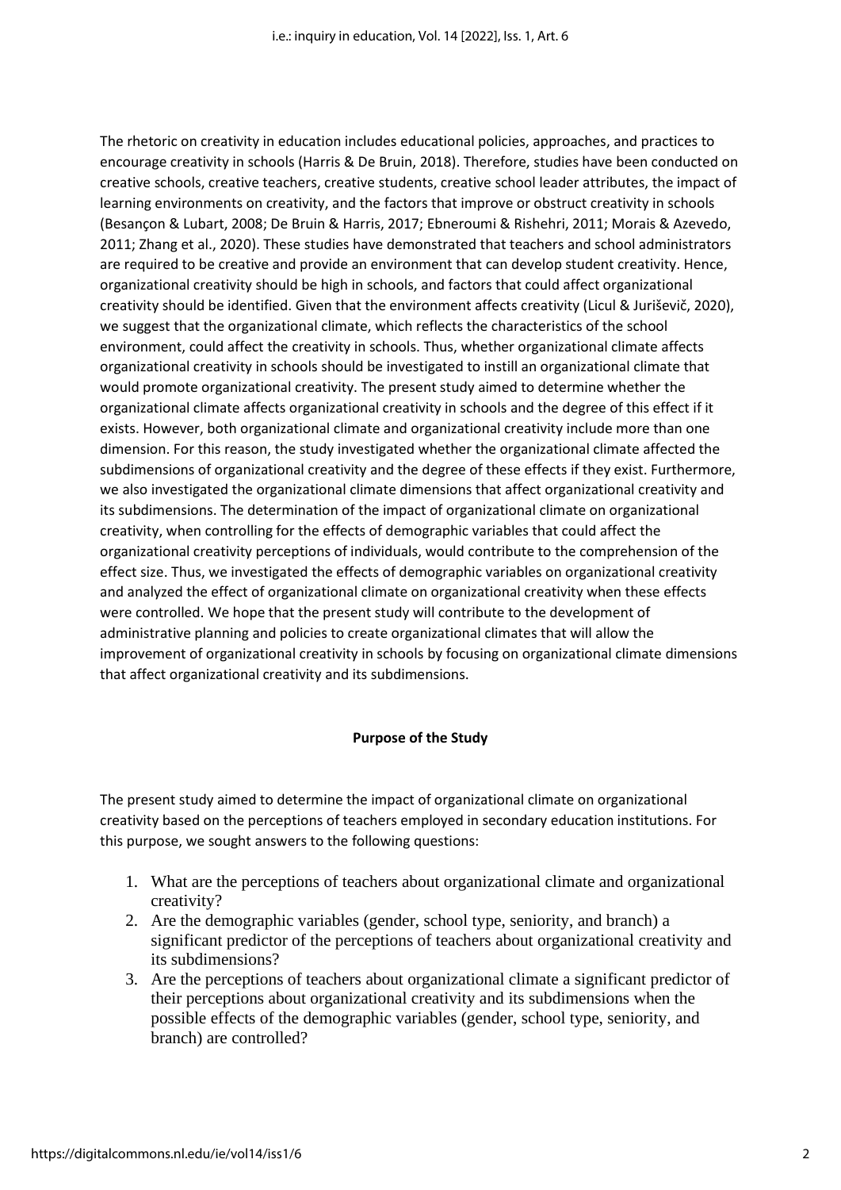The rhetoric on creativity in education includes educational policies, approaches, and practices to encourage creativity in schools (Harris & De Bruin, 2018). Therefore, studies have been conducted on creative schools, creative teachers, creative students, creative school leader attributes, the impact of learning environments on creativity, and the factors that improve or obstruct creativity in schools (Besançon & Lubart, 2008; De Bruin & Harris, 2017; Ebneroumi & Rishehri, 2011; Morais & Azevedo, 2011; Zhang et al., 2020). These studies have demonstrated that teachers and school administrators are required to be creative and provide an environment that can develop student creativity. Hence, organizational creativity should be high in schools, and factors that could affect organizational creativity should be identified. Given that the environment affects creativity (Licul & Juriševič, 2020), we suggest that the organizational climate, which reflects the characteristics of the school environment, could affect the creativity in schools. Thus, whether organizational climate affects organizational creativity in schools should be investigated to instill an organizational climate that would promote organizational creativity. The present study aimed to determine whether the organizational climate affects organizational creativity in schools and the degree of this effect if it exists. However, both organizational climate and organizational creativity include more than one dimension. For this reason, the study investigated whether the organizational climate affected the subdimensions of organizational creativity and the degree of these effects if they exist. Furthermore, we also investigated the organizational climate dimensions that affect organizational creativity and its subdimensions. The determination of the impact of organizational climate on organizational creativity, when controlling for the effects of demographic variables that could affect the organizational creativity perceptions of individuals, would contribute to the comprehension of the effect size. Thus, we investigated the effects of demographic variables on organizational creativity and analyzed the effect of organizational climate on organizational creativity when these effects were controlled. We hope that the present study will contribute to the development of administrative planning and policies to create organizational climates that will allow the improvement of organizational creativity in schools by focusing on organizational climate dimensions that affect organizational creativity and its subdimensions.

## Purpose of the Study

The present study aimed to determine the impact of organizational climate on organizational creativity based on the perceptions of teachers employed in secondary education institutions. For this purpose, we sought answers to the following questions:

1. What are the perceptions of teachers about organizational climate and organizational creativity?
2. Are the demographic variables (gender, school type, seniority, and branch) a significant predictor of the perceptions of teachers about organizational creativity and its subdimensions?
3. Are the perceptions of teachers about organizational climate a significant predictor of their perceptions about organizational creativity and its subdimensions when the possible effects of the demographic variables (gender, school type, seniority, and branch) are controlled?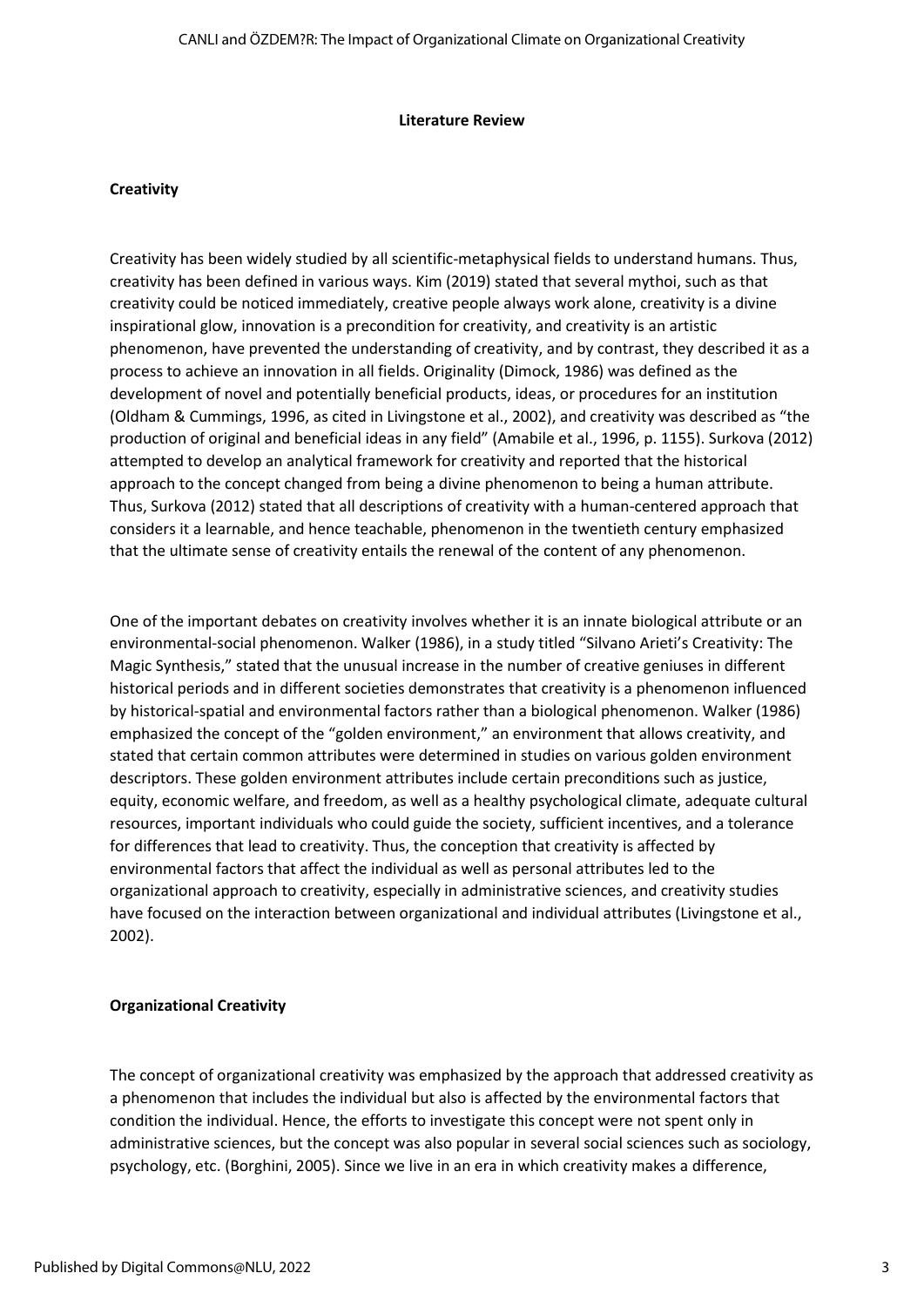## Literature Review

### Creativity

Creativity has been widely studied by all scientific-metaphysical fields to understand humans. Thus, creativity has been defined in various ways. Kim (2019) stated that several mythoi, such as that creativity could be noticed immediately, creative people always work alone, creativity is a divine inspirational glow, innovation is a precondition for creativity, and creativity is an artistic phenomenon, have prevented the understanding of creativity, and by contrast, they described it as a process to achieve an innovation in all fields. Originality (Dimock, 1986) was defined as the development of novel and potentially beneficial products, ideas, or procedures for an institution (Oldham & Cummings, 1996, as cited in Livingstone et al., 2002), and creativity was described as "the production of original and beneficial ideas in any field" (Amabile et al., 1996, p. 1155). Surkova (2012) attempted to develop an analytical framework for creativity and reported that the historical approach to the concept changed from being a divine phenomenon to being a human attribute. Thus, Surkova (2012) stated that all descriptions of creativity with a human-centered approach that considers it a learnable, and hence teachable, phenomenon in the twentieth century emphasized that the ultimate sense of creativity entails the renewal of the content of any phenomenon.

One of the important debates on creativity involves whether it is an innate biological attribute or an environmental-social phenomenon. Walker (1986), in a study titled "Silvano Arieti's Creativity: The Magic Synthesis," stated that the unusual increase in the number of creative geniuses in different historical periods and in different societies demonstrates that creativity is a phenomenon influenced by historical-spatial and environmental factors rather than a biological phenomenon. Walker (1986) emphasized the concept of the "golden environment," an environment that allows creativity, and stated that certain common attributes were determined in studies on various golden environment descriptors. These golden environment attributes include certain preconditions such as justice, equity, economic welfare, and freedom, as well as a healthy psychological climate, adequate cultural resources, important individuals who could guide the society, sufficient incentives, and a tolerance for differences that lead to creativity. Thus, the conception that creativity is affected by environmental factors that affect the individual as well as personal attributes led to the organizational approach to creativity, especially in administrative sciences, and creativity studies have focused on the interaction between organizational and individual attributes (Livingstone et al., 2002).

### Organizational Creativity

The concept of organizational creativity was emphasized by the approach that addressed creativity as a phenomenon that includes the individual but also is affected by the environmental factors that condition the individual. Hence, the efforts to investigate this concept were not spent only in administrative sciences, but the concept was also popular in several social sciences such as sociology, psychology, etc. (Borghini, 2005). Since we live in an era in which creativity makes a difference,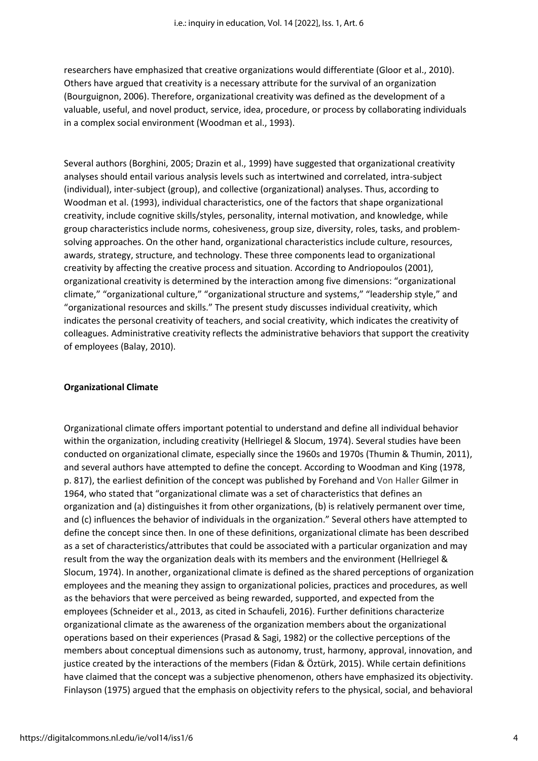researchers have emphasized that creative organizations would differentiate (Gloor et al., 2010). Others have argued that creativity is a necessary attribute for the survival of an organization (Bourguignon, 2006). Therefore, organizational creativity was defined as the development of a valuable, useful, and novel product, service, idea, procedure, or process by collaborating individuals in a complex social environment (Woodman et al., 1993).

Several authors (Borghini, 2005; Drazin et al., 1999) have suggested that organizational creativity analyses should entail various analysis levels such as intertwined and correlated, intra-subject (individual), inter-subject (group), and collective (organizational) analyses. Thus, according to Woodman et al. (1993), individual characteristics, one of the factors that shape organizational creativity, include cognitive skills/styles, personality, internal motivation, and knowledge, while group characteristics include norms, cohesiveness, group size, diversity, roles, tasks, and problem-solving approaches. On the other hand, organizational characteristics include culture, resources, awards, strategy, structure, and technology. These three components lead to organizational creativity by affecting the creative process and situation. According to Andriopoulos (2001), organizational creativity is determined by the interaction among five dimensions: "organizational climate," "organizational culture," "organizational structure and systems," "leadership style," and "organizational resources and skills." The present study discusses individual creativity, which indicates the personal creativity of teachers, and social creativity, which indicates the creativity of colleagues. Administrative creativity reflects the administrative behaviors that support the creativity of employees (Balay, 2010).

**Organizational Climate**

Organizational climate offers important potential to understand and define all individual behavior within the organization, including creativity (Hellriegel & Slocum, 1974). Several studies have been conducted on organizational climate, especially since the 1960s and 1970s (Thumin & Thumin, 2011), and several authors have attempted to define the concept. According to Woodman and King (1978, p. 817), the earliest definition of the concept was published by Forehand and Von Haller Gilmer in 1964, who stated that "organizational climate was a set of characteristics that defines an organization and (a) distinguishes it from other organizations, (b) is relatively permanent over time, and (c) influences the behavior of individuals in the organization." Several others have attempted to define the concept since then. In one of these definitions, organizational climate has been described as a set of characteristics/attributes that could be associated with a particular organization and may result from the way the organization deals with its members and the environment (Hellriegel & Slocum, 1974). In another, organizational climate is defined as the shared perceptions of organization employees and the meaning they assign to organizational policies, practices and procedures, as well as the behaviors that were perceived as being rewarded, supported, and expected from the employees (Schneider et al., 2013, as cited in Schaufeli, 2016). Further definitions characterize organizational climate as the awareness of the organization members about the organizational operations based on their experiences (Prasad & Sagi, 1982) or the collective perceptions of the members about conceptual dimensions such as autonomy, trust, harmony, approval, innovation, and justice created by the interactions of the members (Fidan & Öztürk, 2015). While certain definitions have claimed that the concept was a subjective phenomenon, others have emphasized its objectivity. Finlayson (1975) argued that the emphasis on objectivity refers to the physical, social, and behavioral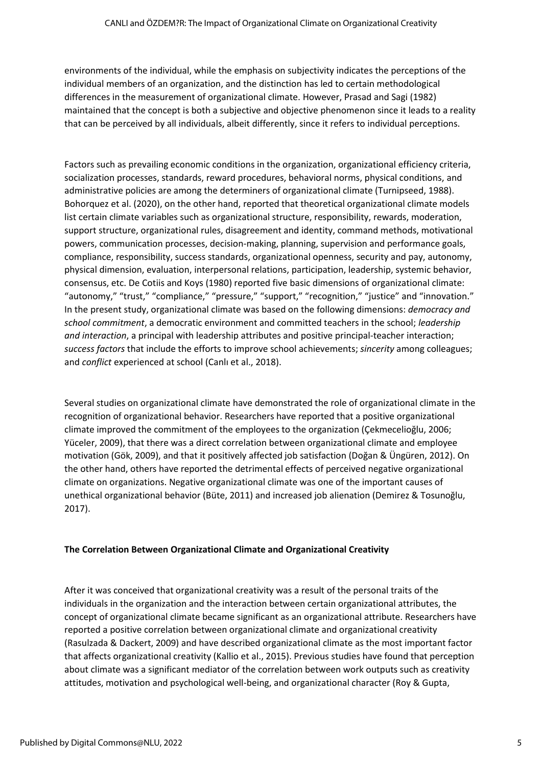environments of the individual, while the emphasis on subjectivity indicates the perceptions of the individual members of an organization, and the distinction has led to certain methodological differences in the measurement of organizational climate. However, Prasad and Sagi (1982) maintained that the concept is both a subjective and objective phenomenon since it leads to a reality that can be perceived by all individuals, albeit differently, since it refers to individual perceptions.

Factors such as prevailing economic conditions in the organization, organizational efficiency criteria, socialization processes, standards, reward procedures, behavioral norms, physical conditions, and administrative policies are among the determiners of organizational climate (Turnipseed, 1988). Bohorquez et al. (2020), on the other hand, reported that theoretical organizational climate models list certain climate variables such as organizational structure, responsibility, rewards, moderation, support structure, organizational rules, disagreement and identity, command methods, motivational powers, communication processes, decision-making, planning, supervision and performance goals, compliance, responsibility, success standards, organizational openness, security and pay, autonomy, physical dimension, evaluation, interpersonal relations, participation, leadership, systemic behavior, consensus, etc. De Cotiis and Koys (1980) reported five basic dimensions of organizational climate: "autonomy," "trust," "compliance," "pressure," "support," "recognition," "justice" and "innovation." In the present study, organizational climate was based on the following dimensions: *democracy and school commitment*, a democratic environment and committed teachers in the school; *leadership and interaction*, a principal with leadership attributes and positive principal-teacher interaction; *success factors* that include the efforts to improve school achievements; *sincerity* among colleagues; and *conflict* experienced at school (Canlı et al., 2018).

Several studies on organizational climate have demonstrated the role of organizational climate in the recognition of organizational behavior. Researchers have reported that a positive organizational climate improved the commitment of the employees to the organization (Çekmecelioğlu, 2006; Yüceler, 2009), that there was a direct correlation between organizational climate and employee motivation (Gök, 2009), and that it positively affected job satisfaction (Doğan & Üngüren, 2012). On the other hand, others have reported the detrimental effects of perceived negative organizational climate on organizations. Negative organizational climate was one of the important causes of unethical organizational behavior (Büte, 2011) and increased job alienation (Demirez & Tosunoğlu, 2017).

**The Correlation Between Organizational Climate and Organizational Creativity**

After it was conceived that organizational creativity was a result of the personal traits of the individuals in the organization and the interaction between certain organizational attributes, the concept of organizational climate became significant as an organizational attribute. Researchers have reported a positive correlation between organizational climate and organizational creativity (Rasulzada & Dackert, 2009) and have described organizational climate as the most important factor that affects organizational creativity (Kallio et al., 2015). Previous studies have found that perception about climate was a significant mediator of the correlation between work outputs such as creativity attitudes, motivation and psychological well-being, and organizational character (Roy & Gupta,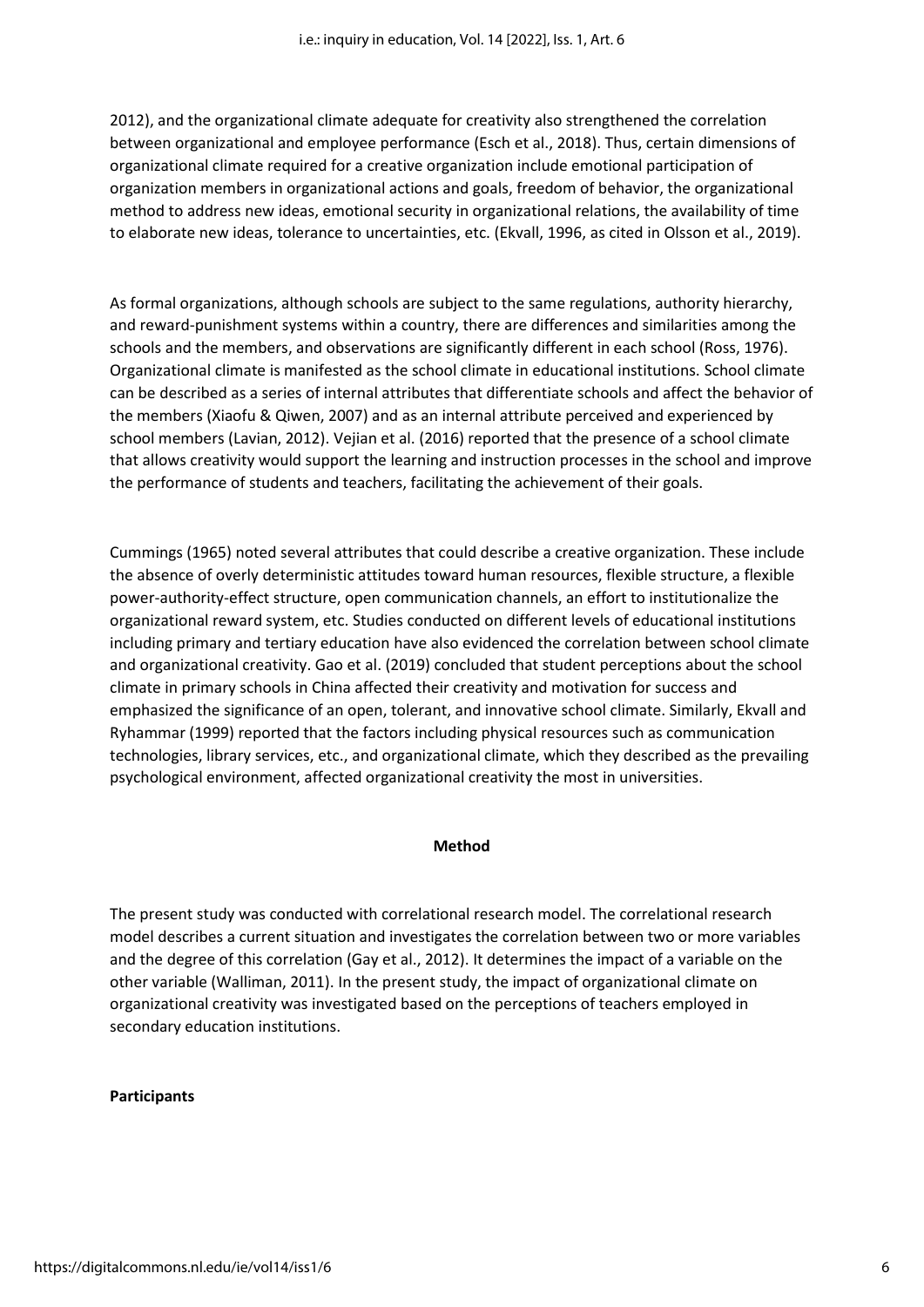2012), and the organizational climate adequate for creativity also strengthened the correlation between organizational and employee performance (Esch et al., 2018). Thus, certain dimensions of organizational climate required for a creative organization include emotional participation of organization members in organizational actions and goals, freedom of behavior, the organizational method to address new ideas, emotional security in organizational relations, the availability of time to elaborate new ideas, tolerance to uncertainties, etc. (Ekvall, 1996, as cited in Olsson et al., 2019).

As formal organizations, although schools are subject to the same regulations, authority hierarchy, and reward-punishment systems within a country, there are differences and similarities among the schools and the members, and observations are significantly different in each school (Ross, 1976). Organizational climate is manifested as the school climate in educational institutions. School climate can be described as a series of internal attributes that differentiate schools and affect the behavior of the members (Xiaofu & Qiwen, 2007) and as an internal attribute perceived and experienced by school members (Lavian, 2012). Vejian et al. (2016) reported that the presence of a school climate that allows creativity would support the learning and instruction processes in the school and improve the performance of students and teachers, facilitating the achievement of their goals.

Cummings (1965) noted several attributes that could describe a creative organization. These include the absence of overly deterministic attitudes toward human resources, flexible structure, a flexible power-authority-effect structure, open communication channels, an effort to institutionalize the organizational reward system, etc. Studies conducted on different levels of educational institutions including primary and tertiary education have also evidenced the correlation between school climate and organizational creativity. Gao et al. (2019) concluded that student perceptions about the school climate in primary schools in China affected their creativity and motivation for success and emphasized the significance of an open, tolerant, and innovative school climate. Similarly, Ekvall and Ryhammar (1999) reported that the factors including physical resources such as communication technologies, library services, etc., and organizational climate, which they described as the prevailing psychological environment, affected organizational creativity the most in universities.

## Method

The present study was conducted with correlational research model. The correlational research model describes a current situation and investigates the correlation between two or more variables and the degree of this correlation (Gay et al., 2012). It determines the impact of a variable on the other variable (Walliman, 2011). In the present study, the impact of organizational climate on organizational creativity was investigated based on the perceptions of teachers employed in secondary education institutions.

### Participants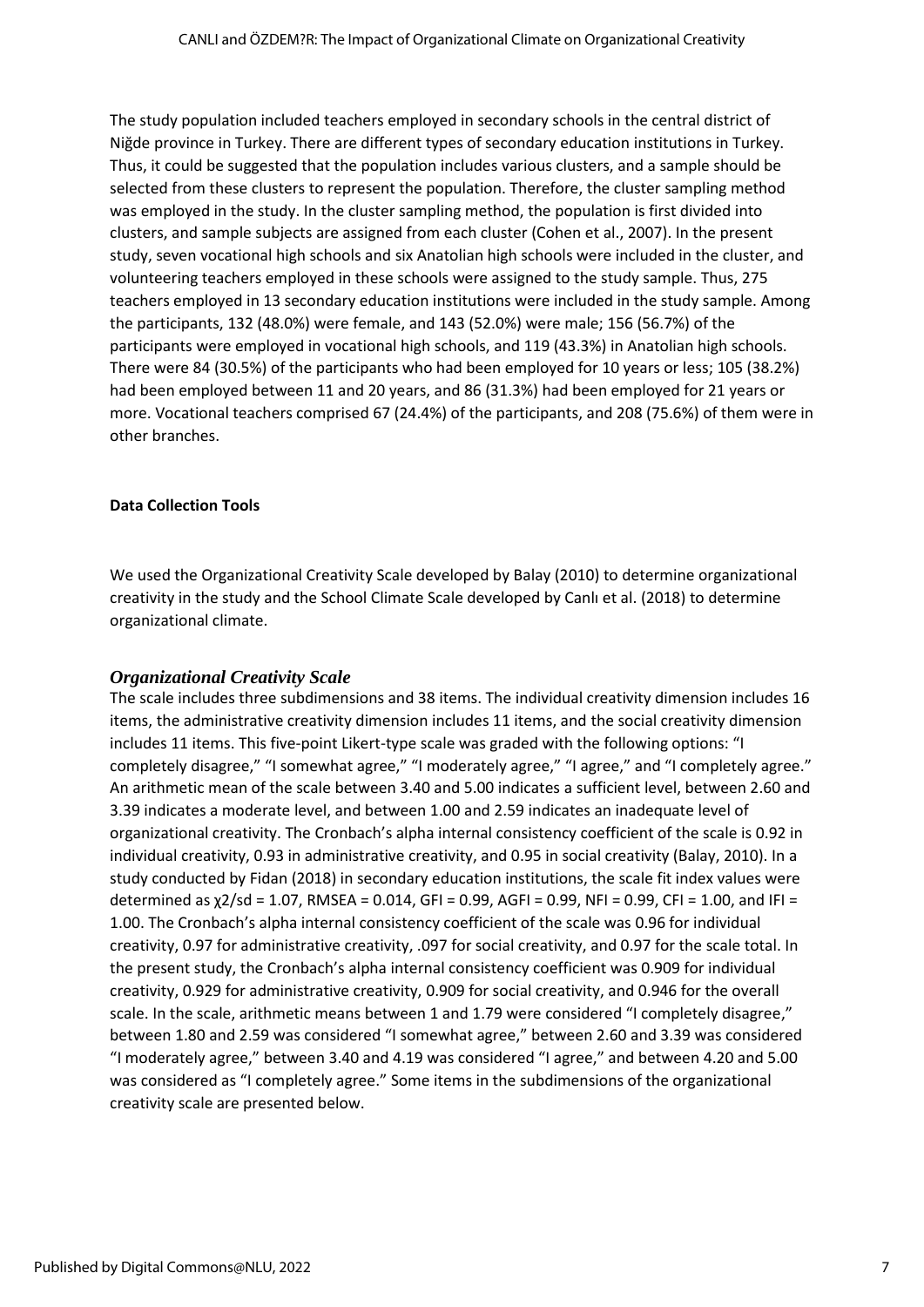The study population included teachers employed in secondary schools in the central district of Niğde province in Turkey. There are different types of secondary education institutions in Turkey. Thus, it could be suggested that the population includes various clusters, and a sample should be selected from these clusters to represent the population. Therefore, the cluster sampling method was employed in the study. In the cluster sampling method, the population is first divided into clusters, and sample subjects are assigned from each cluster (Cohen et al., 2007). In the present study, seven vocational high schools and six Anatolian high schools were included in the cluster, and volunteering teachers employed in these schools were assigned to the study sample. Thus, 275 teachers employed in 13 secondary education institutions were included in the study sample. Among the participants, 132 (48.0%) were female, and 143 (52.0%) were male; 156 (56.7%) of the participants were employed in vocational high schools, and 119 (43.3%) in Anatolian high schools. There were 84 (30.5%) of the participants who had been employed for 10 years or less; 105 (38.2%) had been employed between 11 and 20 years, and 86 (31.3%) had been employed for 21 years or more. Vocational teachers comprised 67 (24.4%) of the participants, and 208 (75.6%) of them were in other branches.

### Data Collection Tools

We used the Organizational Creativity Scale developed by Balay (2010) to determine organizational creativity in the study and the School Climate Scale developed by Canlı et al. (2018) to determine organizational climate.

#### *Organizational Creativity Scale*

The scale includes three subdimensions and 38 items. The individual creativity dimension includes 16 items, the administrative creativity dimension includes 11 items, and the social creativity dimension includes 11 items. This five-point Likert-type scale was graded with the following options: "I completely disagree," "I somewhat agree," "I moderately agree," "I agree," and "I completely agree." An arithmetic mean of the scale between 3.40 and 5.00 indicates a sufficient level, between 2.60 and 3.39 indicates a moderate level, and between 1.00 and 2.59 indicates an inadequate level of organizational creativity. The Cronbach's alpha internal consistency coefficient of the scale is 0.92 in individual creativity, 0.93 in administrative creativity, and 0.95 in social creativity (Balay, 2010). In a study conducted by Fidan (2018) in secondary education institutions, the scale fit index values were determined as $\chi2/sd = 1.07$, RMSEA = 0.014, GFI = 0.99, AGFI = 0.99, NFI = 0.99, CFI = 1.00, and IFI = 1.00. The Cronbach's alpha internal consistency coefficient of the scale was 0.96 for individual creativity, 0.97 for administrative creativity, .097 for social creativity, and 0.97 for the scale total. In the present study, the Cronbach's alpha internal consistency coefficient was 0.909 for individual creativity, 0.929 for administrative creativity, 0.909 for social creativity, and 0.946 for the overall scale. In the scale, arithmetic means between 1 and 1.79 were considered "I completely disagree," between 1.80 and 2.59 was considered "I somewhat agree," between 2.60 and 3.39 was considered "I moderately agree," between 3.40 and 4.19 was considered "I agree," and between 4.20 and 5.00 was considered as "I completely agree." Some items in the subdimensions of the organizational creativity scale are presented below.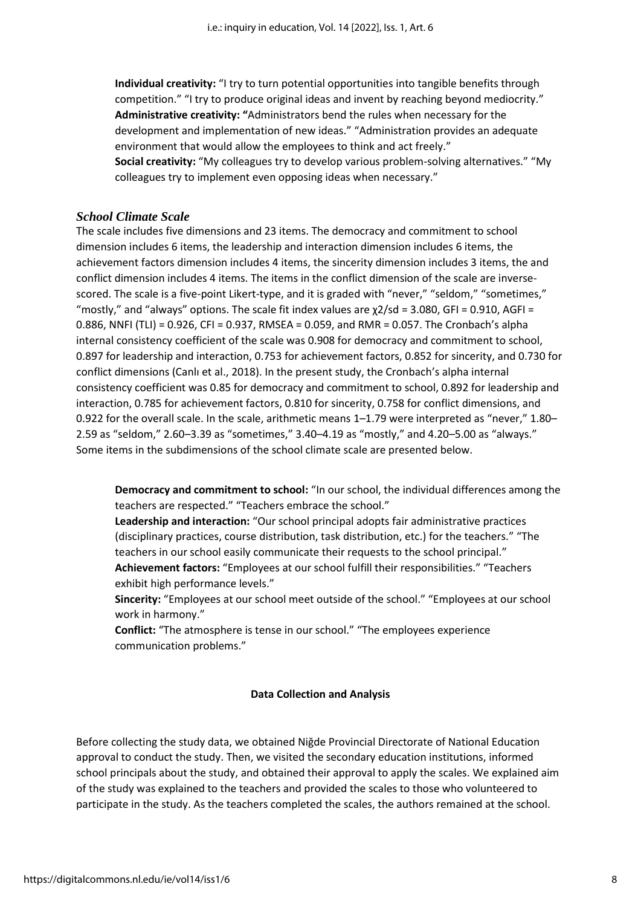**Individual creativity:** "I try to turn potential opportunities into tangible benefits through competition." "I try to produce original ideas and invent by reaching beyond mediocrity."
**Administrative creativity:** "Administrators bend the rules when necessary for the development and implementation of new ideas." "Administration provides an adequate environment that would allow the employees to think and act freely."
**Social creativity:** "My colleagues try to develop various problem-solving alternatives." "My colleagues try to implement even opposing ideas when necessary."

### *School Climate Scale*

The scale includes five dimensions and 23 items. The democracy and commitment to school dimension includes 6 items, the leadership and interaction dimension includes 6 items, the achievement factors dimension includes 4 items, the sincerity dimension includes 3 items, the and conflict dimension includes 4 items. The items in the conflict dimension of the scale are inverse-scored. The scale is a five-point Likert-type, and it is graded with "never," "seldom," "sometimes," "mostly," and "always" options. The scale fit index values are $\chi 2/sd = 3.080$, GFI = 0.910, AGFI = 0.886, NNFI (TLI) = 0.926, CFI = 0.937, RMSEA = 0.059, and RMR = 0.057. The Cronbach's alpha internal consistency coefficient of the scale was 0.908 for democracy and commitment to school, 0.897 for leadership and interaction, 0.753 for achievement factors, 0.852 for sincerity, and 0.730 for conflict dimensions (Canlı et al., 2018). In the present study, the Cronbach's alpha internal consistency coefficient was 0.85 for democracy and commitment to school, 0.892 for leadership and interaction, 0.785 for achievement factors, 0.810 for sincerity, 0.758 for conflict dimensions, and 0.922 for the overall scale. In the scale, arithmetic means 1–1.79 were interpreted as "never," 1.80–2.59 as "seldom," 2.60–3.39 as "sometimes," 3.40–4.19 as "mostly," and 4.20–5.00 as "always." Some items in the subdimensions of the school climate scale are presented below.

**Democracy and commitment to school:** "In our school, the individual differences among the teachers are respected." "Teachers embrace the school."
**Leadership and interaction:** "Our school principal adopts fair administrative practices (disciplinary practices, course distribution, task distribution, etc.) for the teachers." "The teachers in our school easily communicate their requests to the school principal."
**Achievement factors:** "Employees at our school fulfill their responsibilities." "Teachers exhibit high performance levels."
**Sincerity:** "Employees at our school meet outside of the school." "Employees at our school work in harmony."
**Conflict:** "The atmosphere is tense in our school." "The employees experience communication problems."

#### Data Collection and Analysis

Before collecting the study data, we obtained Niğde Provincial Directorate of National Education approval to conduct the study. Then, we visited the secondary education institutions, informed school principals about the study, and obtained their approval to apply the scales. We explained aim of the study was explained to the teachers and provided the scales to those who volunteered to participate in the study. As the teachers completed the scales, the authors remained at the school.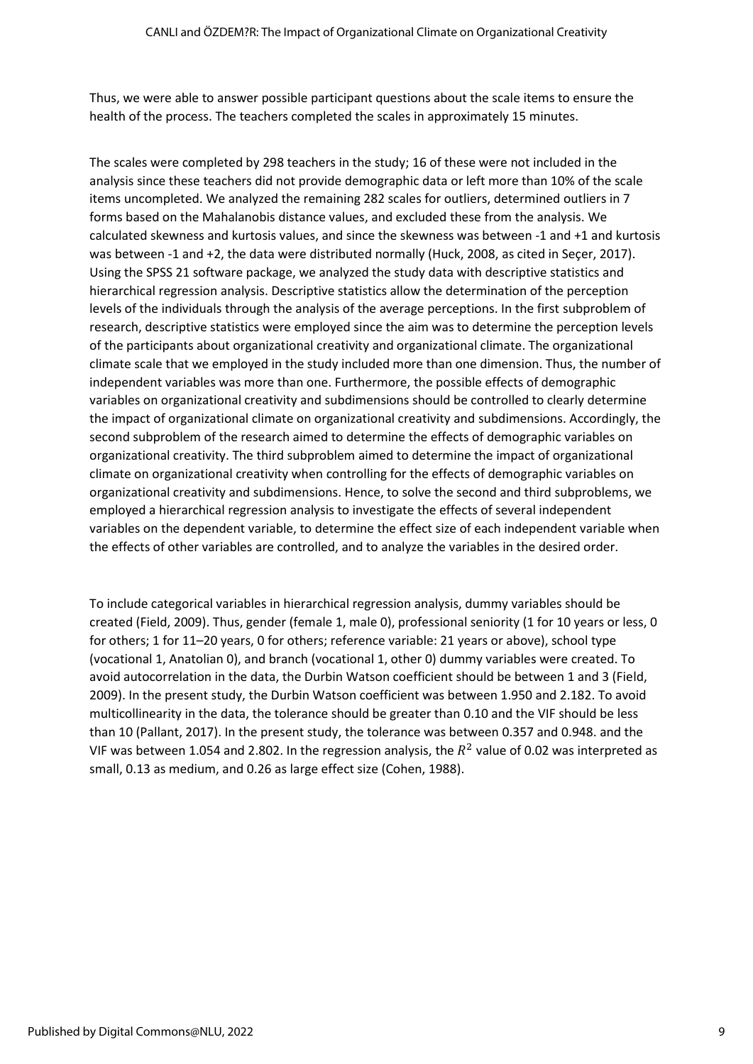Thus, we were able to answer possible participant questions about the scale items to ensure the health of the process. The teachers completed the scales in approximately 15 minutes.

The scales were completed by 298 teachers in the study; 16 of these were not included in the analysis since these teachers did not provide demographic data or left more than 10% of the scale items uncompleted. We analyzed the remaining 282 scales for outliers, determined outliers in 7 forms based on the Mahalanobis distance values, and excluded these from the analysis. We calculated skewness and kurtosis values, and since the skewness was between -1 and +1 and kurtosis was between -1 and +2, the data were distributed normally (Huck, 2008, as cited in Seçer, 2017). Using the SPSS 21 software package, we analyzed the study data with descriptive statistics and hierarchical regression analysis. Descriptive statistics allow the determination of the perception levels of the individuals through the analysis of the average perceptions. In the first subproblem of research, descriptive statistics were employed since the aim was to determine the perception levels of the participants about organizational creativity and organizational climate. The organizational climate scale that we employed in the study included more than one dimension. Thus, the number of independent variables was more than one. Furthermore, the possible effects of demographic variables on organizational creativity and subdimensions should be controlled to clearly determine the impact of organizational climate on organizational creativity and subdimensions. Accordingly, the second subproblem of the research aimed to determine the effects of demographic variables on organizational creativity. The third subproblem aimed to determine the impact of organizational climate on organizational creativity when controlling for the effects of demographic variables on organizational creativity and subdimensions. Hence, to solve the second and third subproblems, we employed a hierarchical regression analysis to investigate the effects of several independent variables on the dependent variable, to determine the effect size of each independent variable when the effects of other variables are controlled, and to analyze the variables in the desired order.

To include categorical variables in hierarchical regression analysis, dummy variables should be created (Field, 2009). Thus, gender (female 1, male 0), professional seniority (1 for 10 years or less, 0 for others; 1 for 11–20 years, 0 for others; reference variable: 21 years or above), school type (vocational 1, Anatolian 0), and branch (vocational 1, other 0) dummy variables were created. To avoid autocorrelation in the data, the Durbin Watson coefficient should be between 1 and 3 (Field, 2009). In the present study, the Durbin Watson coefficient was between 1.950 and 2.182. To avoid multicollinearity in the data, the tolerance should be greater than 0.10 and the VIF should be less than 10 (Pallant, 2017). In the present study, the tolerance was between 0.357 and 0.948. and the VIF was between 1.054 and 2.802. In the regression analysis, the $R^2$ value of 0.02 was interpreted as small, 0.13 as medium, and 0.26 as large effect size (Cohen, 1988).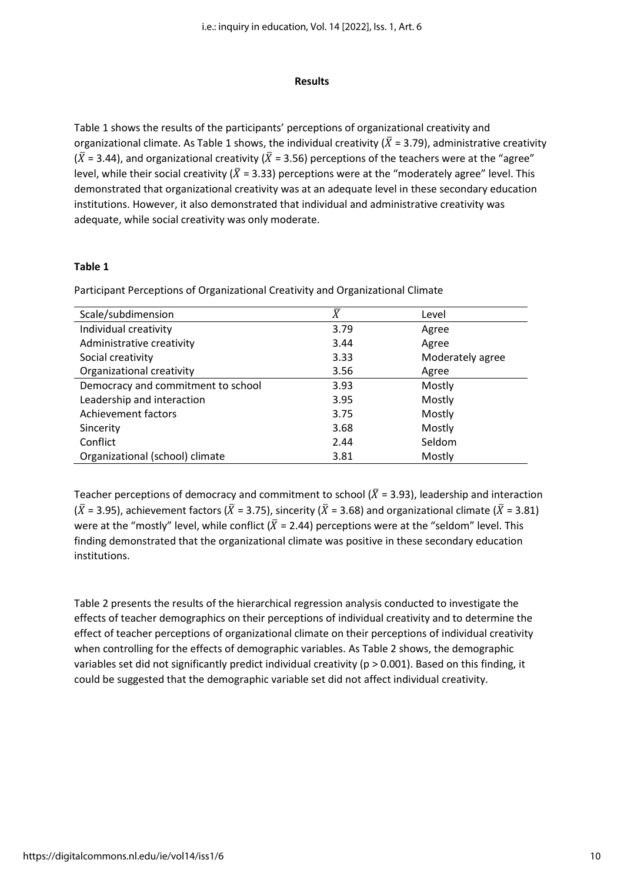**Results**

Table 1 shows the results of the participants' perceptions of organizational creativity and organizational climate. As Table 1 shows, the individual creativity ($\bar{X}$ = 3.79), administrative creativity ($\bar{X}$ = 3.44), and organizational creativity ($\bar{X}$ = 3.56) perceptions of the teachers were at the "agree" level, while their social creativity ($\bar{X}$ = 3.33) perceptions were at the "moderately agree" level. This demonstrated that organizational creativity was at an adequate level in these secondary education institutions. However, it also demonstrated that individual and administrative creativity was adequate, while social creativity was only moderate.

**Table 1**

Participant Perceptions of Organizational Creativity and Organizational Climate

| Scale/subdimension | $\bar{X}$ | Level |
| --- | --- | --- |
| Individual creativity | 3.79 | Agree |
| Administrative creativity | 3.44 | Agree |
| Social creativity | 3.33 | Moderately agree |
| Organizational creativity | 3.56 | Agree |
| Democracy and commitment to school | 3.93 | Mostly |
| Leadership and interaction | 3.95 | Mostly |
| Achievement factors | 3.75 | Mostly |
| Sincerity | 3.68 | Mostly |
| Conflict | 2.44 | Seldom |
| Organizational (school) climate | 3.81 | Mostly |

Teacher perceptions of democracy and commitment to school ($\bar{X}$ = 3.93), leadership and interaction ($\bar{X}$ = 3.95), achievement factors ($\bar{X}$ = 3.75), sincerity ($\bar{X}$ = 3.68) and organizational climate ($\bar{X}$ = 3.81) were at the "mostly" level, while conflict ($\bar{X}$ = 2.44) perceptions were at the "seldom" level. This finding demonstrated that the organizational climate was positive in these secondary education institutions.

Table 2 presents the results of the hierarchical regression analysis conducted to investigate the effects of teacher demographics on their perceptions of individual creativity and to determine the effect of teacher perceptions of organizational climate on their perceptions of individual creativity when controlling for the effects of demographic variables. As Table 2 shows, the demographic variables set did not significantly predict individual creativity ($p > 0.001$). Based on this finding, it could be suggested that the demographic variable set did not affect individual creativity.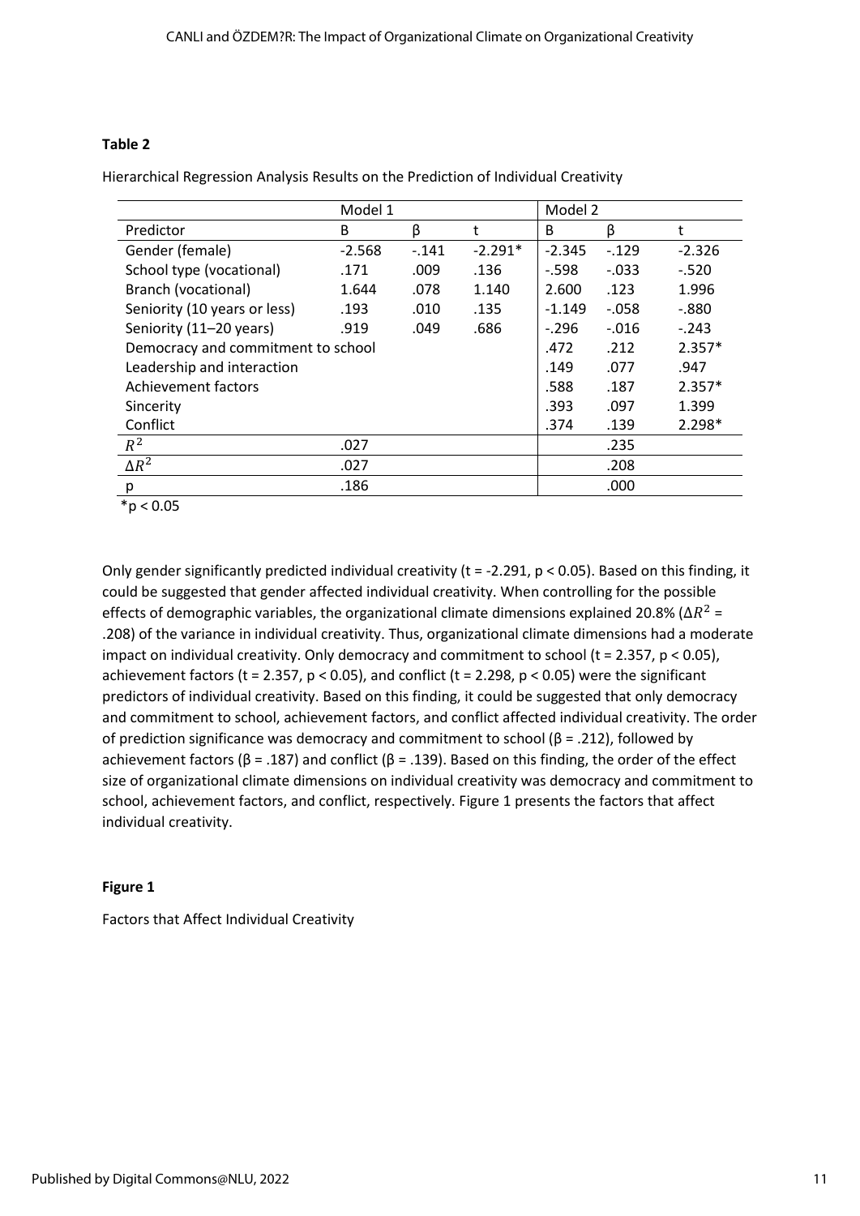**Table 2**

Hierarchical Regression Analysis Results on the Prediction of Individual Creativity

| | Model 1 | | | Model 2 | | |
|---|---|---|---|---|---|---|
| Predictor | B | β | t | B | β | t |
| Gender (female) | -2.568 | -.141 | -2.291* | -2.345 | -.129 | -2.326 |
| School type (vocational) | .171 | .009 | .136 | -.598 | -.033 | -.520 |
| Branch (vocational) | 1.644 | .078 | 1.140 | 2.600 | .123 | 1.996 |
| Seniority (10 years or less) | .193 | .010 | .135 | -1.149 | -.058 | -.880 |
| Seniority (11–20 years) | .919 | .049 | .686 | -.296 | -.016 | -.243 |
| Democracy and commitment to school | | | | .472 | .212 | 2.357* |
| Leadership and interaction | | | | .149 | .077 | .947 |
| Achievement factors | | | | .588 | .187 | 2.357* |
| Sincerity | | | | .393 | .097 | 1.399 |
| Conflict | | | | .374 | .139 | 2.298* |
| $R^2$ | .027 | | | | .235 | |
| $\Delta R^2$ | .027 | | | | .208 | |
| p | .186 | | | | .000 | |

*p < 0.05

Only gender significantly predicted individual creativity (t = -2.291, $p < 0.05$). Based on this finding, it could be suggested that gender affected individual creativity. When controlling for the possible effects of demographic variables, the organizational climate dimensions explained 20.8% ($\Delta R^2$ = .208) of the variance in individual creativity. Thus, organizational climate dimensions had a moderate impact on individual creativity. Only democracy and commitment to school (t = 2.357, $p < 0.05$), achievement factors (t = 2.357, $p < 0.05$), and conflict (t = 2.298, $p < 0.05$) were the significant predictors of individual creativity. Based on this finding, it could be suggested that only democracy and commitment to school, achievement factors, and conflict affected individual creativity. The order of prediction significance was democracy and commitment to school (β = .212), followed by achievement factors (β = .187) and conflict (β = .139). Based on this finding, the order of the effect size of organizational climate dimensions on individual creativity was democracy and commitment to school, achievement factors, and conflict, respectively. Figure 1 presents the factors that affect individual creativity.

**Figure 1**

Factors that Affect Individual Creativity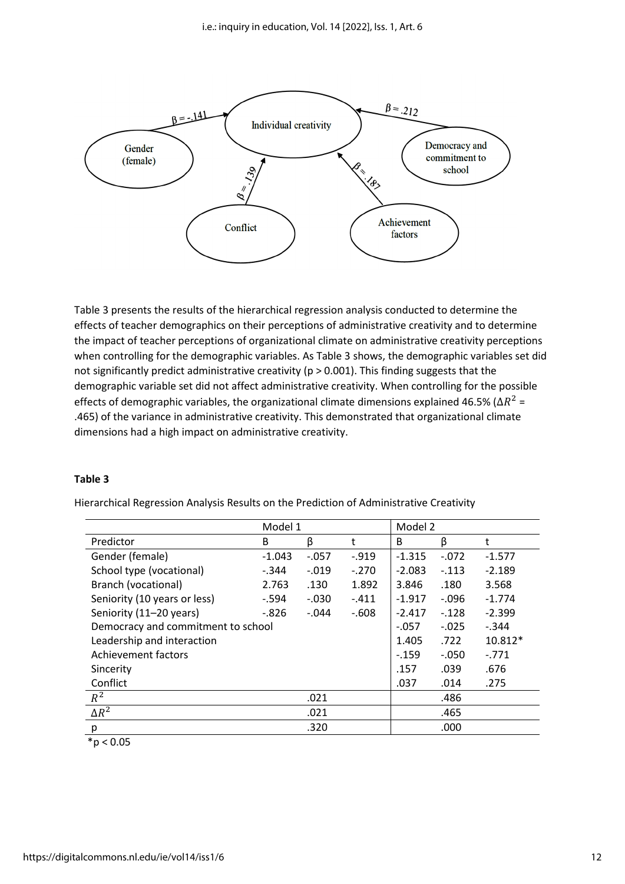Table 3 presents the results of the hierarchical regression analysis conducted to determine the effects of teacher demographics on their perceptions of administrative creativity and to determine the impact of teacher perceptions of organizational climate on administrative creativity perceptions when controlling for the demographic variables. As Table 3 shows, the demographic variables set did not significantly predict administrative creativity ($p > 0.001$). This finding suggests that the demographic variable set did not affect administrative creativity. When controlling for the possible effects of demographic variables, the organizational climate dimensions explained 46.5% ($\Delta R^2$ = .465) of the variance in administrative creativity. This demonstrated that organizational climate dimensions had a high impact on administrative creativity.

**Table 3**

Hierarchical Regression Analysis Results on the Prediction of Administrative Creativity

| | Model 1 | | | Model 2 | | |
|---|---|---|---|---|---|---|
| Predictor | B | β | t | B | β | t |
| Gender (female) | -1.043 | -.057 | -.919 | -1.315 | -.072 | -1.577 |
| School type (vocational) | -.344 | -.019 | -.270 | -2.083 | -.113 | -2.189 |
| Branch (vocational) | 2.763 | .130 | 1.892 | 3.846 | .180 | 3.568 |
| Seniority (10 years or less) | -.594 | -.030 | -.411 | -1.917 | -.096 | -1.774 |
| Seniority (11–20 years) | -.826 | -.044 | -.608 | -2.417 | -.128 | -2.399 |
| Democracy and commitment to school | | | | -.057 | -.025 | -.344 |
| Leadership and interaction | | | | 1.405 | .722 | 10.812* |
| Achievement factors | | | | -.159 | -.050 | -.771 |
| Sincerity | | | | .157 | .039 | .676 |
| Conflict | | | | .037 | .014 | .275 |
| $R^2$ | | .021 | | | .486 | |
| $\Delta R^2$ | | .021 | | | .465 | |
| p | | .320 | | | .000 | |

*$p < 0.05$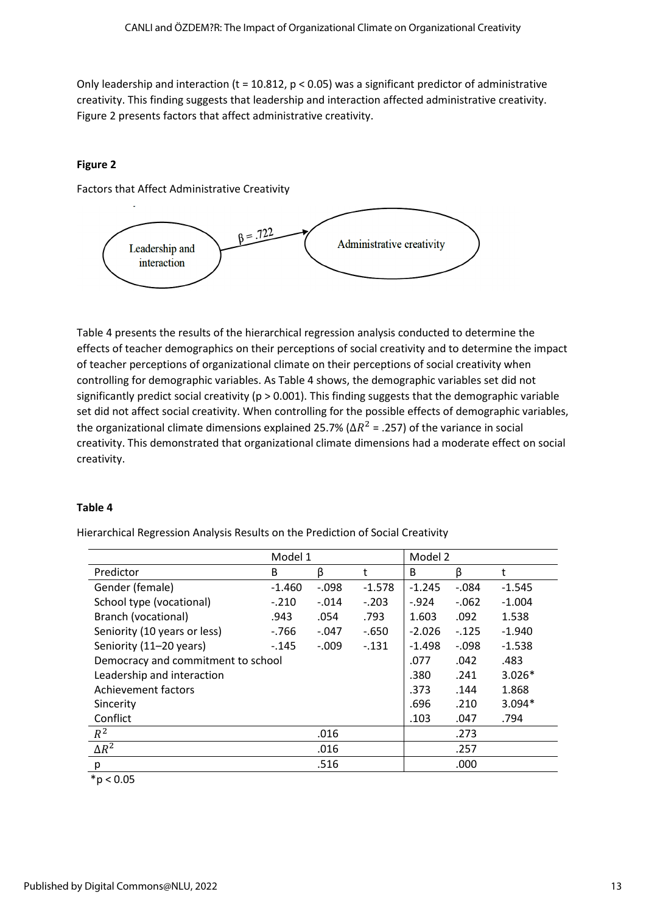Only leadership and interaction (t = 10.812, $p < 0.05$) was a significant predictor of administrative creativity. This finding suggests that leadership and interaction affected administrative creativity. Figure 2 presents factors that affect administrative creativity.

**Figure 2**

Factors that Affect Administrative Creativity

Leadership and interaction → (β = .722) → Administrative creativity

Table 4 presents the results of the hierarchical regression analysis conducted to determine the effects of teacher demographics on their perceptions of social creativity and to determine the impact of teacher perceptions of organizational climate on their perceptions of social creativity when controlling for demographic variables. As Table 4 shows, the demographic variables set did not significantly predict social creativity ($p > 0.001$). This finding suggests that the demographic variable set did not affect social creativity. When controlling for the possible effects of demographic variables, the organizational climate dimensions explained 25.7% ($\Delta R^2$ = .257) of the variance in social creativity. This demonstrated that organizational climate dimensions had a moderate effect on social creativity.

**Table 4**

Hierarchical Regression Analysis Results on the Prediction of Social Creativity

| | Model 1 | | | Model 2 | | |
|---|---|---|---|---|---|---|
| Predictor | B | β | t | B | β | t |
| Gender (female) | -1.460 | -.098 | -1.578 | -1.245 | -.084 | -1.545 |
| School type (vocational) | -.210 | -.014 | -.203 | -.924 | -.062 | -1.004 |
| Branch (vocational) | .943 | .054 | .793 | 1.603 | .092 | 1.538 |
| Seniority (10 years or less) | -.766 | -.047 | -.650 | -2.026 | -.125 | -1.940 |
| Seniority (11–20 years) | -.145 | -.009 | -.131 | -1.498 | -.098 | -1.538 |
| Democracy and commitment to school | | | | .077 | .042 | .483 |
| Leadership and interaction | | | | .380 | .241 | 3.026* |
| Achievement factors | | | | .373 | .144 | 1.868 |
| Sincerity | | | | .696 | .210 | 3.094* |
| Conflict | | | | .103 | .047 | .794 |
| $R^2$ | | .016 | | | .273 | |
| $\Delta R^2$ | | .016 | | | .257 | |
| p | | .516 | | | .000 | |

*$p < 0.05$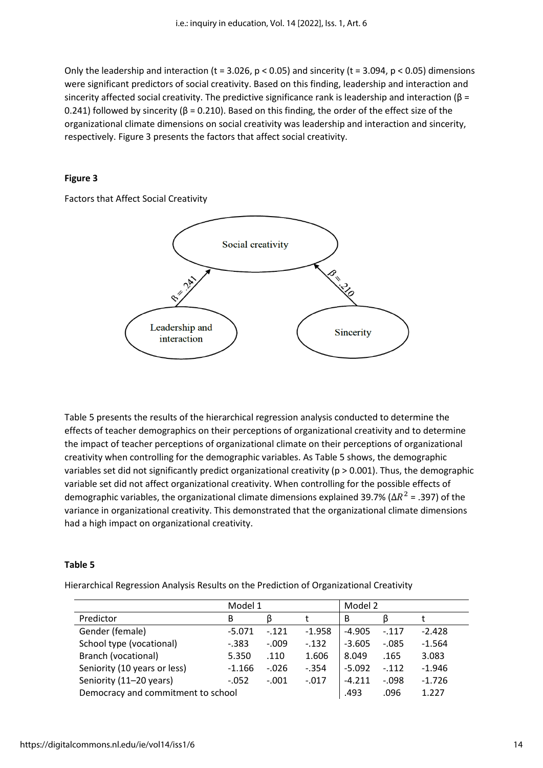Only the leadership and interaction ($t = 3.026$, $p < 0.05$) and sincerity ($t = 3.094$, $p < 0.05$) dimensions were significant predictors of social creativity. Based on this finding, leadership and interaction and sincerity affected social creativity. The predictive significance rank is leadership and interaction ($\beta = 0.241$) followed by sincerity ($\beta = 0.210$). Based on this finding, the order of the effect size of the organizational climate dimensions on social creativity was leadership and interaction and sincerity, respectively. Figure 3 presents the factors that affect social creativity.

**Figure 3**

Factors that Affect Social Creativity

Table 5 presents the results of the hierarchical regression analysis conducted to determine the effects of teacher demographics on their perceptions of organizational creativity and to determine the impact of teacher perceptions of organizational climate on their perceptions of organizational creativity when controlling for the demographic variables. As Table 5 shows, the demographic variables set did not significantly predict organizational creativity ($p > 0.001$). Thus, the demographic variable set did not affect organizational creativity. When controlling for the possible effects of demographic variables, the organizational climate dimensions explained 39.7% ($\Delta R^2 = .397$) of the variance in organizational creativity. This demonstrated that the organizational climate dimensions had a high impact on organizational creativity.

**Table 5**

Hierarchical Regression Analysis Results on the Prediction of Organizational Creativity

| | Model 1 | | | Model 2 | | |
|---|---|---|---|---|---|---|
| Predictor | B | β | t | B | β | t |
| Gender (female) | -5.071 | -.121 | -1.958 | -4.905 | -.117 | -2.428 |
| School type (vocational) | -.383 | -.009 | -.132 | -3.605 | -.085 | -1.564 |
| Branch (vocational) | 5.350 | .110 | 1.606 | 8.049 | .165 | 3.083 |
| Seniority (10 years or less) | -1.166 | -.026 | -.354 | -5.092 | -.112 | -1.946 |
| Seniority (11–20 years) | -.052 | -.001 | -.017 | -4.211 | -.098 | -1.726 |
| Democracy and commitment to school | | | | .493 | .096 | 1.227 |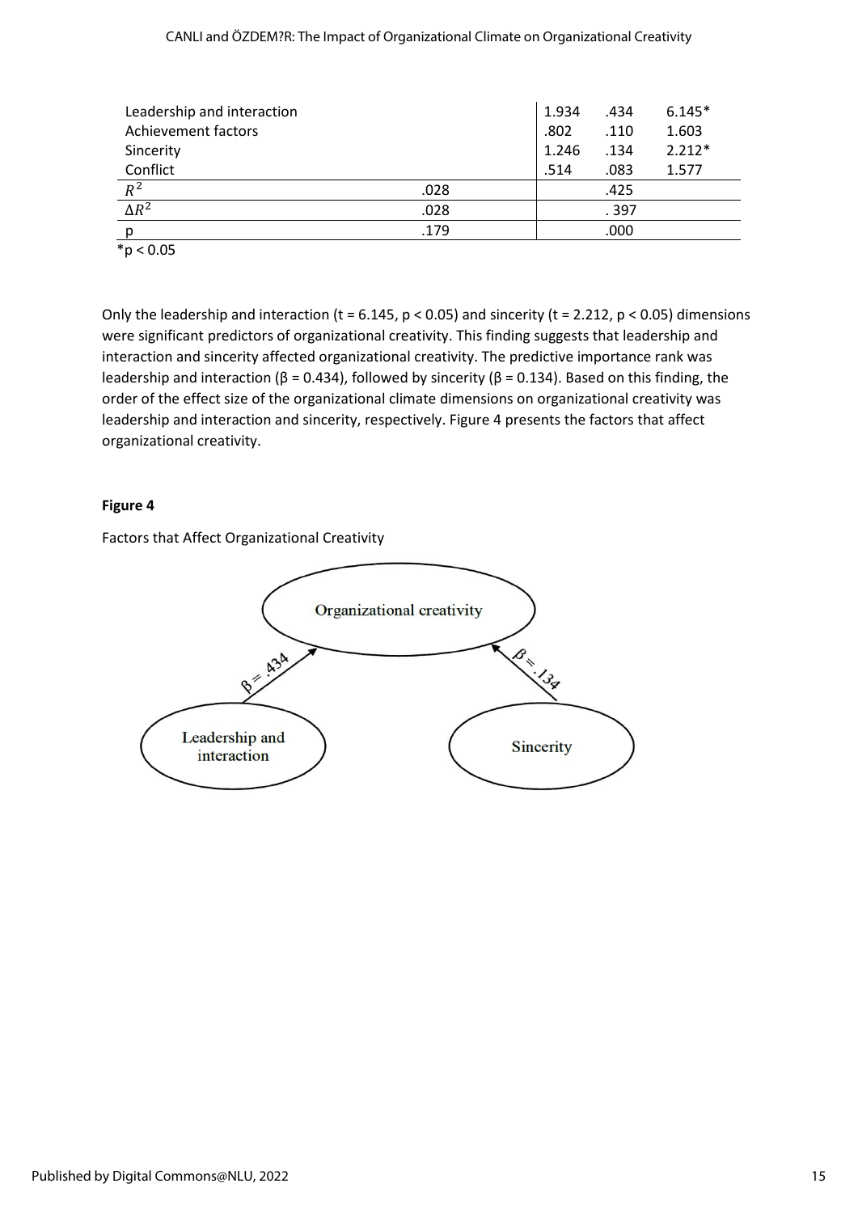| | | | | |
|---|---|---|---|---|
| Leadership and interaction | | 1.934 | .434 | 6.145* |
| Achievement factors | | .802 | .110 | 1.603 |
| Sincerity | | 1.246 | .134 | 2.212* |
| Conflict | | .514 | .083 | 1.577 |
| $R^2$ | .028 | | .425 | |
| $\Delta R^2$ | .028 | | . 397 | |
| p | .179 | | .000 | |

*$p < 0.05$

Only the leadership and interaction (t = 6.145, $p < 0.05$) and sincerity (t = 2.212, $p < 0.05$) dimensions were significant predictors of organizational creativity. This finding suggests that leadership and interaction and sincerity affected organizational creativity. The predictive importance rank was leadership and interaction (β = 0.434), followed by sincerity (β = 0.134). Based on this finding, the order of the effect size of the organizational climate dimensions on organizational creativity was leadership and interaction and sincerity, respectively. Figure 4 presents the factors that affect organizational creativity.

**Figure 4**

Factors that Affect Organizational Creativity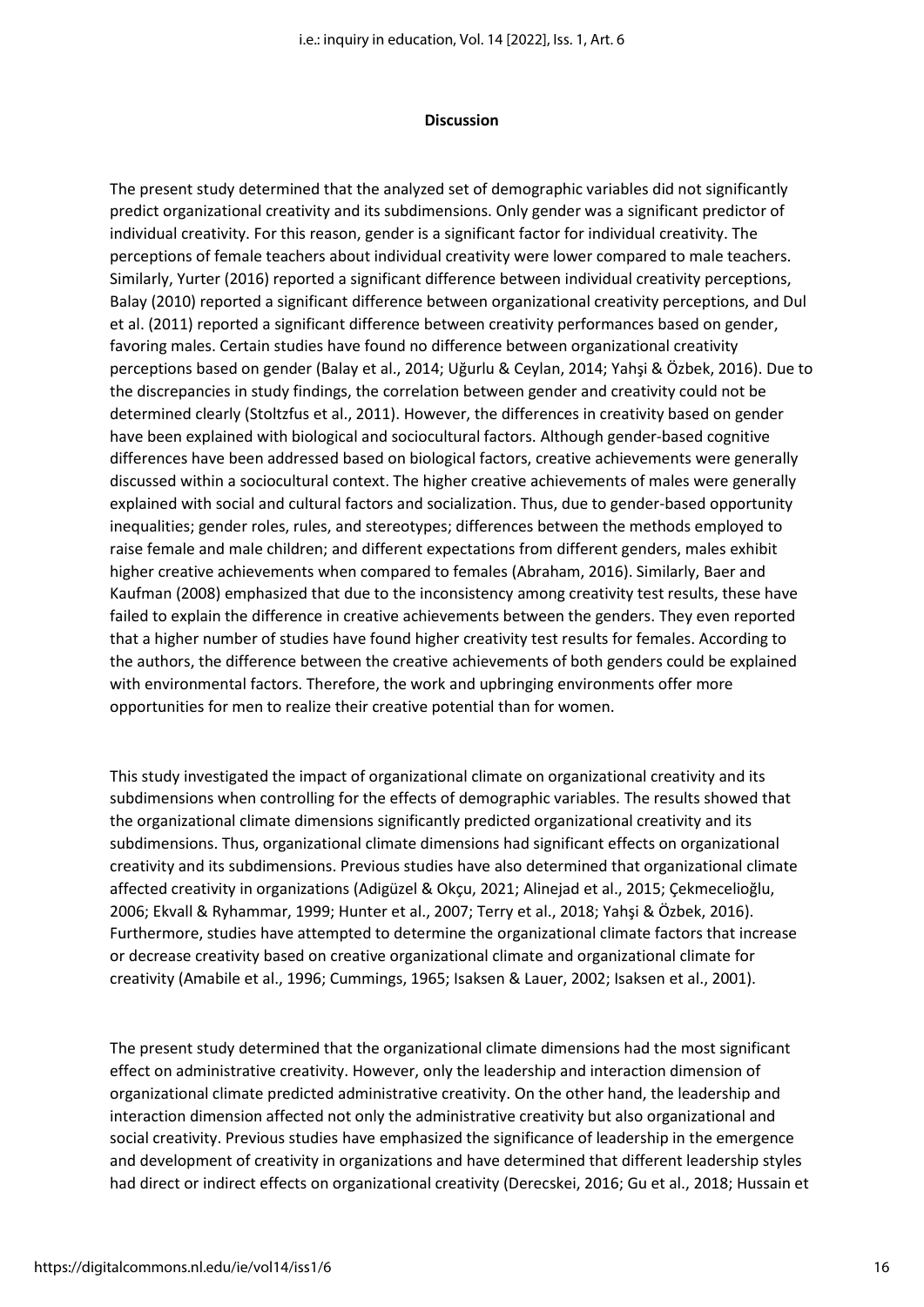## Discussion

The present study determined that the analyzed set of demographic variables did not significantly predict organizational creativity and its subdimensions. Only gender was a significant predictor of individual creativity. For this reason, gender is a significant factor for individual creativity. The perceptions of female teachers about individual creativity were lower compared to male teachers. Similarly, Yurter (2016) reported a significant difference between individual creativity perceptions, Balay (2010) reported a significant difference between organizational creativity perceptions, and Dul et al. (2011) reported a significant difference between creativity performances based on gender, favoring males. Certain studies have found no difference between organizational creativity perceptions based on gender (Balay et al., 2014; Uğurlu & Ceylan, 2014; Yahşi & Özbek, 2016). Due to the discrepancies in study findings, the correlation between gender and creativity could not be determined clearly (Stoltzfus et al., 2011). However, the differences in creativity based on gender have been explained with biological and sociocultural factors. Although gender-based cognitive differences have been addressed based on biological factors, creative achievements were generally discussed within a sociocultural context. The higher creative achievements of males were generally explained with social and cultural factors and socialization. Thus, due to gender-based opportunity inequalities; gender roles, rules, and stereotypes; differences between the methods employed to raise female and male children; and different expectations from different genders, males exhibit higher creative achievements when compared to females (Abraham, 2016). Similarly, Baer and Kaufman (2008) emphasized that due to the inconsistency among creativity test results, these have failed to explain the difference in creative achievements between the genders. They even reported that a higher number of studies have found higher creativity test results for females. According to the authors, the difference between the creative achievements of both genders could be explained with environmental factors. Therefore, the work and upbringing environments offer more opportunities for men to realize their creative potential than for women.

This study investigated the impact of organizational climate on organizational creativity and its subdimensions when controlling for the effects of demographic variables. The results showed that the organizational climate dimensions significantly predicted organizational creativity and its subdimensions. Thus, organizational climate dimensions had significant effects on organizational creativity and its subdimensions. Previous studies have also determined that organizational climate affected creativity in organizations (Adigüzel & Okçu, 2021; Alinejad et al., 2015; Çekmecelioğlu, 2006; Ekvall & Ryhammar, 1999; Hunter et al., 2007; Terry et al., 2018; Yahşi & Özbek, 2016). Furthermore, studies have attempted to determine the organizational climate factors that increase or decrease creativity based on creative organizational climate and organizational climate for creativity (Amabile et al., 1996; Cummings, 1965; Isaksen & Lauer, 2002; Isaksen et al., 2001).

The present study determined that the organizational climate dimensions had the most significant effect on administrative creativity. However, only the leadership and interaction dimension of organizational climate predicted administrative creativity. On the other hand, the leadership and interaction dimension affected not only the administrative creativity but also organizational and social creativity. Previous studies have emphasized the significance of leadership in the emergence and development of creativity in organizations and have determined that different leadership styles had direct or indirect effects on organizational creativity (Derecskei, 2016; Gu et al., 2018; Hussain et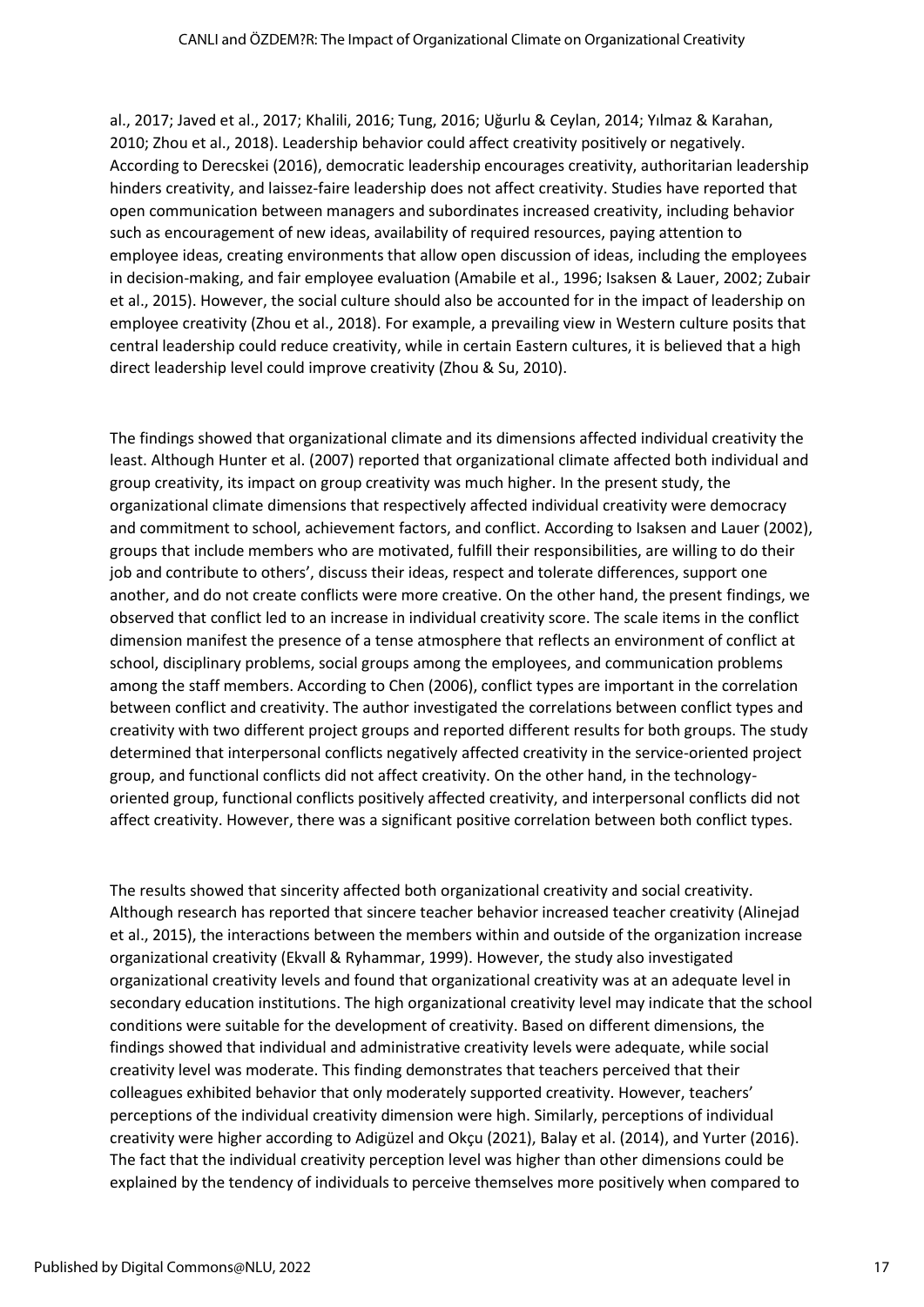al., 2017; Javed et al., 2017; Khalili, 2016; Tung, 2016; Uğurlu & Ceylan, 2014; Yılmaz & Karahan, 2010; Zhou et al., 2018). Leadership behavior could affect creativity positively or negatively. According to Derecskei (2016), democratic leadership encourages creativity, authoritarian leadership hinders creativity, and laissez-faire leadership does not affect creativity. Studies have reported that open communication between managers and subordinates increased creativity, including behavior such as encouragement of new ideas, availability of required resources, paying attention to employee ideas, creating environments that allow open discussion of ideas, including the employees in decision-making, and fair employee evaluation (Amabile et al., 1996; Isaksen & Lauer, 2002; Zubair et al., 2015). However, the social culture should also be accounted for in the impact of leadership on employee creativity (Zhou et al., 2018). For example, a prevailing view in Western culture posits that central leadership could reduce creativity, while in certain Eastern cultures, it is believed that a high direct leadership level could improve creativity (Zhou & Su, 2010).

The findings showed that organizational climate and its dimensions affected individual creativity the least. Although Hunter et al. (2007) reported that organizational climate affected both individual and group creativity, its impact on group creativity was much higher. In the present study, the organizational climate dimensions that respectively affected individual creativity were democracy and commitment to school, achievement factors, and conflict. According to Isaksen and Lauer (2002), groups that include members who are motivated, fulfill their responsibilities, are willing to do their job and contribute to others', discuss their ideas, respect and tolerate differences, support one another, and do not create conflicts were more creative. On the other hand, the present findings, we observed that conflict led to an increase in individual creativity score. The scale items in the conflict dimension manifest the presence of a tense atmosphere that reflects an environment of conflict at school, disciplinary problems, social groups among the employees, and communication problems among the staff members. According to Chen (2006), conflict types are important in the correlation between conflict and creativity. The author investigated the correlations between conflict types and creativity with two different project groups and reported different results for both groups. The study determined that interpersonal conflicts negatively affected creativity in the service-oriented project group, and functional conflicts did not affect creativity. On the other hand, in the technology-oriented group, functional conflicts positively affected creativity, and interpersonal conflicts did not affect creativity. However, there was a significant positive correlation between both conflict types.

The results showed that sincerity affected both organizational creativity and social creativity. Although research has reported that sincere teacher behavior increased teacher creativity (Alinejad et al., 2015), the interactions between the members within and outside of the organization increase organizational creativity (Ekvall & Ryhammar, 1999). However, the study also investigated organizational creativity levels and found that organizational creativity was at an adequate level in secondary education institutions. The high organizational creativity level may indicate that the school conditions were suitable for the development of creativity. Based on different dimensions, the findings showed that individual and administrative creativity levels were adequate, while social creativity level was moderate. This finding demonstrates that teachers perceived that their colleagues exhibited behavior that only moderately supported creativity. However, teachers' perceptions of the individual creativity dimension were high. Similarly, perceptions of individual creativity were higher according to Adigüzel and Okçu (2021), Balay et al. (2014), and Yurter (2016). The fact that the individual creativity perception level was higher than other dimensions could be explained by the tendency of individuals to perceive themselves more positively when compared to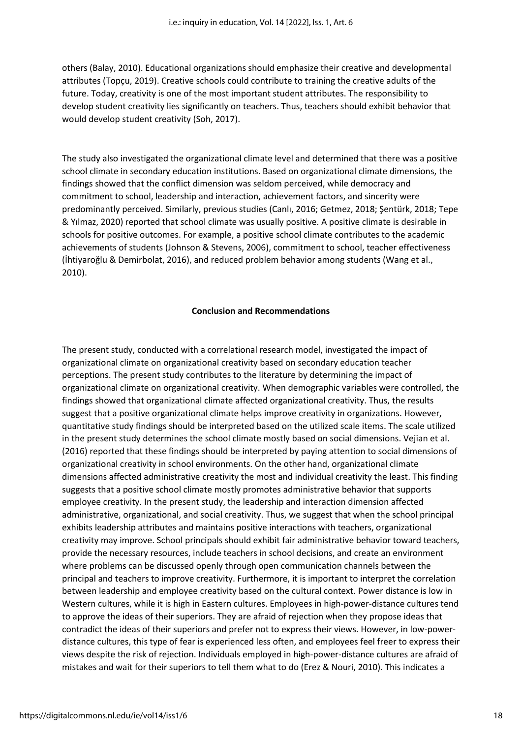others (Balay, 2010). Educational organizations should emphasize their creative and developmental attributes (Topçu, 2019). Creative schools could contribute to training the creative adults of the future. Today, creativity is one of the most important student attributes. The responsibility to develop student creativity lies significantly on teachers. Thus, teachers should exhibit behavior that would develop student creativity (Soh, 2017).

The study also investigated the organizational climate level and determined that there was a positive school climate in secondary education institutions. Based on organizational climate dimensions, the findings showed that the conflict dimension was seldom perceived, while democracy and commitment to school, leadership and interaction, achievement factors, and sincerity were predominantly perceived. Similarly, previous studies (Canlı, 2016; Getmez, 2018; Şentürk, 2018; Tepe & Yılmaz, 2020) reported that school climate was usually positive. A positive climate is desirable in schools for positive outcomes. For example, a positive school climate contributes to the academic achievements of students (Johnson & Stevens, 2006), commitment to school, teacher effectiveness (İhtiyaroğlu & Demirbolat, 2016), and reduced problem behavior among students (Wang et al., 2010).

## Conclusion and Recommendations

The present study, conducted with a correlational research model, investigated the impact of organizational climate on organizational creativity based on secondary education teacher perceptions. The present study contributes to the literature by determining the impact of organizational climate on organizational creativity. When demographic variables were controlled, the findings showed that organizational climate affected organizational creativity. Thus, the results suggest that a positive organizational climate helps improve creativity in organizations. However, quantitative study findings should be interpreted based on the utilized scale items. The scale utilized in the present study determines the school climate mostly based on social dimensions. Vejian et al. (2016) reported that these findings should be interpreted by paying attention to social dimensions of organizational creativity in school environments. On the other hand, organizational climate dimensions affected administrative creativity the most and individual creativity the least. This finding suggests that a positive school climate mostly promotes administrative behavior that supports employee creativity. In the present study, the leadership and interaction dimension affected administrative, organizational, and social creativity. Thus, we suggest that when the school principal exhibits leadership attributes and maintains positive interactions with teachers, organizational creativity may improve. School principals should exhibit fair administrative behavior toward teachers, provide the necessary resources, include teachers in school decisions, and create an environment where problems can be discussed openly through open communication channels between the principal and teachers to improve creativity. Furthermore, it is important to interpret the correlation between leadership and employee creativity based on the cultural context. Power distance is low in Western cultures, while it is high in Eastern cultures. Employees in high-power-distance cultures tend to approve the ideas of their superiors. They are afraid of rejection when they propose ideas that contradict the ideas of their superiors and prefer not to express their views. However, in low-power-distance cultures, this type of fear is experienced less often, and employees feel freer to express their views despite the risk of rejection. Individuals employed in high-power-distance cultures are afraid of mistakes and wait for their superiors to tell them what to do (Erez & Nouri, 2010). This indicates a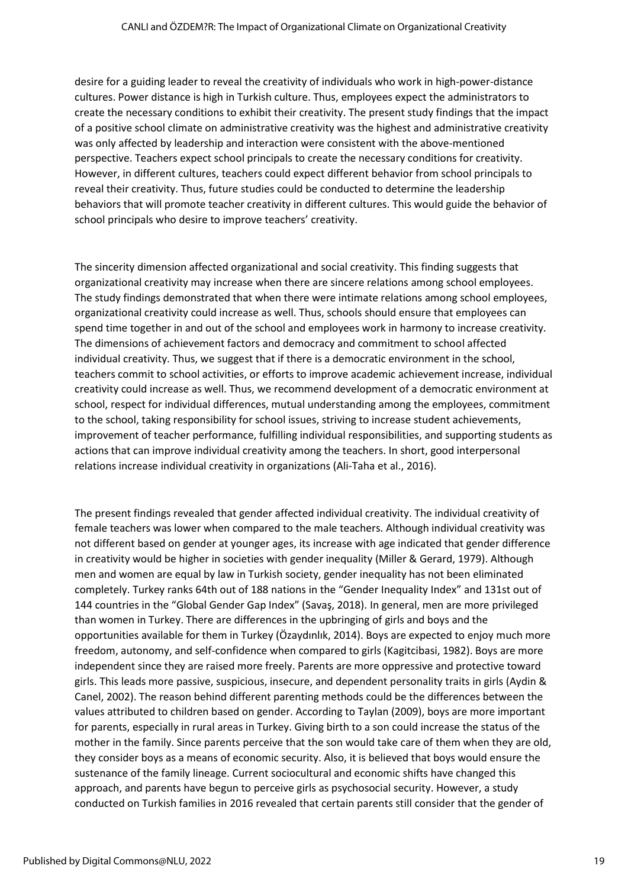desire for a guiding leader to reveal the creativity of individuals who work in high-power-distance cultures. Power distance is high in Turkish culture. Thus, employees expect the administrators to create the necessary conditions to exhibit their creativity. The present study findings that the impact of a positive school climate on administrative creativity was the highest and administrative creativity was only affected by leadership and interaction were consistent with the above-mentioned perspective. Teachers expect school principals to create the necessary conditions for creativity. However, in different cultures, teachers could expect different behavior from school principals to reveal their creativity. Thus, future studies could be conducted to determine the leadership behaviors that will promote teacher creativity in different cultures. This would guide the behavior of school principals who desire to improve teachers' creativity.

The sincerity dimension affected organizational and social creativity. This finding suggests that organizational creativity may increase when there are sincere relations among school employees. The study findings demonstrated that when there were intimate relations among school employees, organizational creativity could increase as well. Thus, schools should ensure that employees can spend time together in and out of the school and employees work in harmony to increase creativity. The dimensions of achievement factors and democracy and commitment to school affected individual creativity. Thus, we suggest that if there is a democratic environment in the school, teachers commit to school activities, or efforts to improve academic achievement increase, individual creativity could increase as well. Thus, we recommend development of a democratic environment at school, respect for individual differences, mutual understanding among the employees, commitment to the school, taking responsibility for school issues, striving to increase student achievements, improvement of teacher performance, fulfilling individual responsibilities, and supporting students as actions that can improve individual creativity among the teachers. In short, good interpersonal relations increase individual creativity in organizations (Ali-Taha et al., 2016).

The present findings revealed that gender affected individual creativity. The individual creativity of female teachers was lower when compared to the male teachers. Although individual creativity was not different based on gender at younger ages, its increase with age indicated that gender difference in creativity would be higher in societies with gender inequality (Miller & Gerard, 1979). Although men and women are equal by law in Turkish society, gender inequality has not been eliminated completely. Turkey ranks 64th out of 188 nations in the "Gender Inequality Index" and 131st out of 144 countries in the "Global Gender Gap Index" (Savaş, 2018). In general, men are more privileged than women in Turkey. There are differences in the upbringing of girls and boys and the opportunities available for them in Turkey (Özaydınlık, 2014). Boys are expected to enjoy much more freedom, autonomy, and self-confidence when compared to girls (Kagitcibasi, 1982). Boys are more independent since they are raised more freely. Parents are more oppressive and protective toward girls. This leads more passive, suspicious, insecure, and dependent personality traits in girls (Aydin & Canel, 2002). The reason behind different parenting methods could be the differences between the values attributed to children based on gender. According to Taylan (2009), boys are more important for parents, especially in rural areas in Turkey. Giving birth to a son could increase the status of the mother in the family. Since parents perceive that the son would take care of them when they are old, they consider boys as a means of economic security. Also, it is believed that boys would ensure the sustenance of the family lineage. Current sociocultural and economic shifts have changed this approach, and parents have begun to perceive girls as psychosocial security. However, a study conducted on Turkish families in 2016 revealed that certain parents still consider that the gender of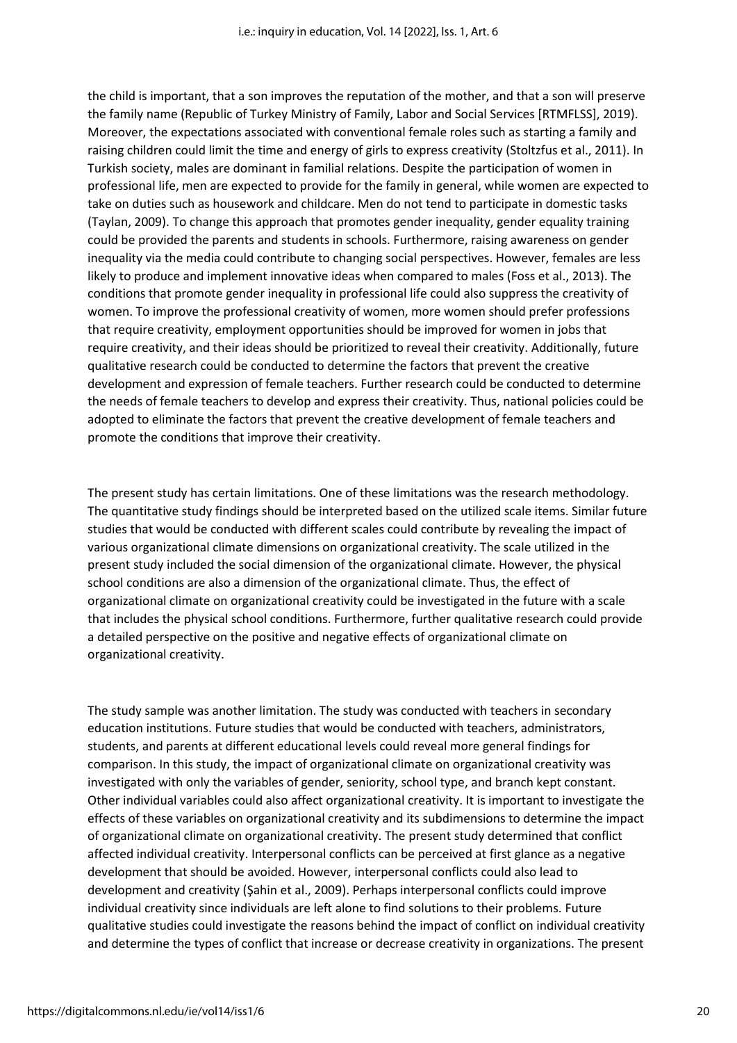the child is important, that a son improves the reputation of the mother, and that a son will preserve the family name (Republic of Turkey Ministry of Family, Labor and Social Services [RTMFLSS], 2019). Moreover, the expectations associated with conventional female roles such as starting a family and raising children could limit the time and energy of girls to express creativity (Stoltzfus et al., 2011). In Turkish society, males are dominant in familial relations. Despite the participation of women in professional life, men are expected to provide for the family in general, while women are expected to take on duties such as housework and childcare. Men do not tend to participate in domestic tasks (Taylan, 2009). To change this approach that promotes gender inequality, gender equality training could be provided the parents and students in schools. Furthermore, raising awareness on gender inequality via the media could contribute to changing social perspectives. However, females are less likely to produce and implement innovative ideas when compared to males (Foss et al., 2013). The conditions that promote gender inequality in professional life could also suppress the creativity of women. To improve the professional creativity of women, more women should prefer professions that require creativity, employment opportunities should be improved for women in jobs that require creativity, and their ideas should be prioritized to reveal their creativity. Additionally, future qualitative research could be conducted to determine the factors that prevent the creative development and expression of female teachers. Further research could be conducted to determine the needs of female teachers to develop and express their creativity. Thus, national policies could be adopted to eliminate the factors that prevent the creative development of female teachers and promote the conditions that improve their creativity.

The present study has certain limitations. One of these limitations was the research methodology. The quantitative study findings should be interpreted based on the utilized scale items. Similar future studies that would be conducted with different scales could contribute by revealing the impact of various organizational climate dimensions on organizational creativity. The scale utilized in the present study included the social dimension of the organizational climate. However, the physical school conditions are also a dimension of the organizational climate. Thus, the effect of organizational climate on organizational creativity could be investigated in the future with a scale that includes the physical school conditions. Furthermore, further qualitative research could provide a detailed perspective on the positive and negative effects of organizational climate on organizational creativity.

The study sample was another limitation. The study was conducted with teachers in secondary education institutions. Future studies that would be conducted with teachers, administrators, students, and parents at different educational levels could reveal more general findings for comparison. In this study, the impact of organizational climate on organizational creativity was investigated with only the variables of gender, seniority, school type, and branch kept constant. Other individual variables could also affect organizational creativity. It is important to investigate the effects of these variables on organizational creativity and its subdimensions to determine the impact of organizational climate on organizational creativity. The present study determined that conflict affected individual creativity. Interpersonal conflicts can be perceived at first glance as a negative development that should be avoided. However, interpersonal conflicts could also lead to development and creativity (Şahin et al., 2009). Perhaps interpersonal conflicts could improve individual creativity since individuals are left alone to find solutions to their problems. Future qualitative studies could investigate the reasons behind the impact of conflict on individual creativity and determine the types of conflict that increase or decrease creativity in organizations. The present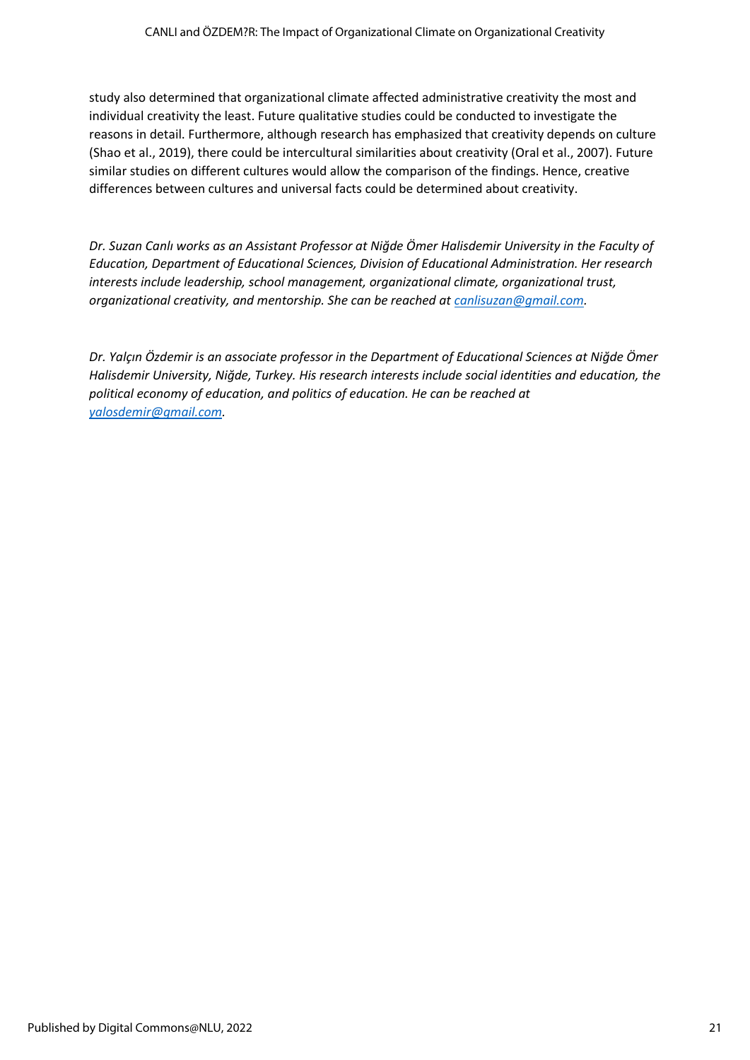study also determined that organizational climate affected administrative creativity the most and individual creativity the least. Future qualitative studies could be conducted to investigate the reasons in detail. Furthermore, although research has emphasized that creativity depends on culture (Shao et al., 2019), there could be intercultural similarities about creativity (Oral et al., 2007). Future similar studies on different cultures would allow the comparison of the findings. Hence, creative differences between cultures and universal facts could be determined about creativity.

*Dr. Suzan Canlı works as an Assistant Professor at Niğde Ömer Halisdemir University in the Faculty of Education, Department of Educational Sciences, Division of Educational Administration. Her research interests include leadership, school management, organizational climate, organizational trust, organizational creativity, and mentorship. She can be reached at canlisuzan@gmail.com.*

*Dr. Yalçın Özdemir is an associate professor in the Department of Educational Sciences at Niğde Ömer Halisdemir University, Niğde, Turkey. His research interests include social identities and education, the political economy of education, and politics of education. He can be reached at yalosdemir@gmail.com.*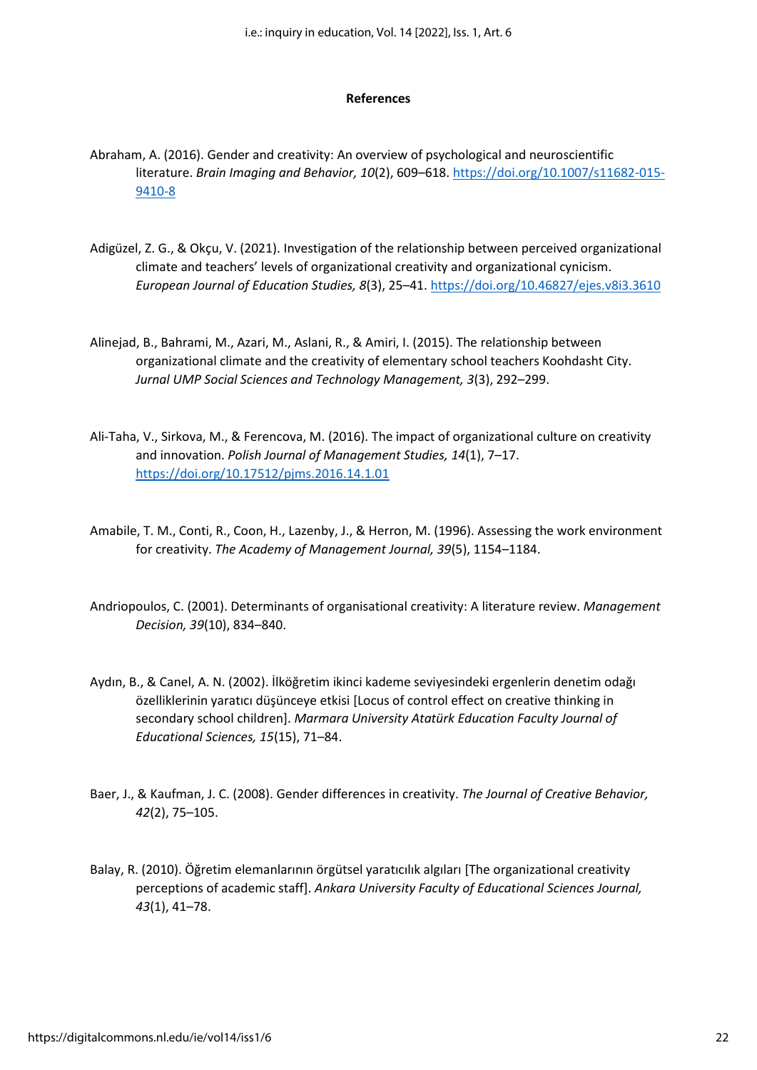## References

Abraham, A. (2016). Gender and creativity: An overview of psychological and neuroscientific literature. *Brain Imaging and Behavior, 10*(2), 609–618. https://doi.org/10.1007/s11682-015-9410-8

Adigüzel, Z. G., & Okçu, V. (2021). Investigation of the relationship between perceived organizational climate and teachers' levels of organizational creativity and organizational cynicism. *European Journal of Education Studies, 8*(3), 25–41. https://doi.org/10.46827/ejes.v8i3.3610

Alinejad, B., Bahrami, M., Azari, M., Aslani, R., & Amiri, I. (2015). The relationship between organizational climate and the creativity of elementary school teachers Koohdasht City. *Jurnal UMP Social Sciences and Technology Management, 3*(3), 292–299.

Ali-Taha, V., Sirkova, M., & Ferencova, M. (2016). The impact of organizational culture on creativity and innovation. *Polish Journal of Management Studies, 14*(1), 7–17. https://doi.org/10.17512/pjms.2016.14.1.01

Amabile, T. M., Conti, R., Coon, H., Lazenby, J., & Herron, M. (1996). Assessing the work environment for creativity. *The Academy of Management Journal, 39*(5), 1154–1184.

Andriopoulos, C. (2001). Determinants of organisational creativity: A literature review. *Management Decision, 39*(10), 834–840.

Aydın, B., & Canel, A. N. (2002). İlköğretim ikinci kademe seviyesindeki ergenlerin denetim odağı özelliklerinin yaratıcı düşünceye etkisi [Locus of control effect on creative thinking in secondary school children]. *Marmara University Atatürk Education Faculty Journal of Educational Sciences, 15*(15), 71–84.

Baer, J., & Kaufman, J. C. (2008). Gender differences in creativity. *The Journal of Creative Behavior, 42*(2), 75–105.

Balay, R. (2010). Öğretim elemanlarının örgütsel yaratıcılık algıları [The organizational creativity perceptions of academic staff]. *Ankara University Faculty of Educational Sciences Journal, 43*(1), 41–78.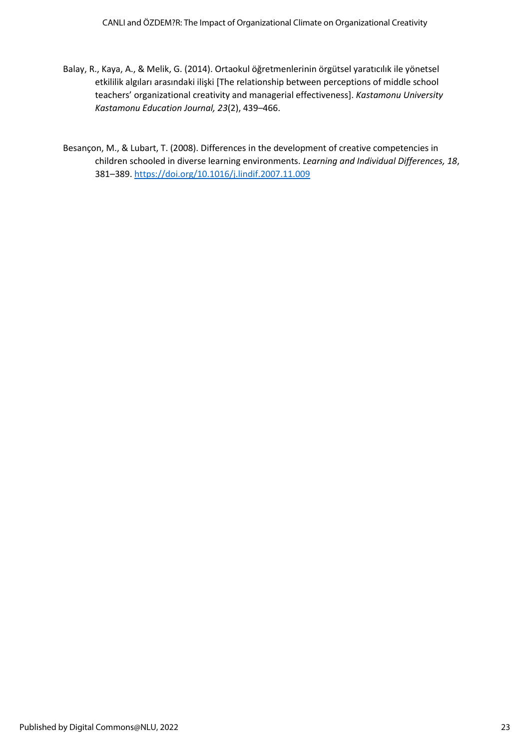Balay, R., Kaya, A., & Melik, G. (2014). Ortaokul öğretmenlerinin örgütsel yaratıcılık ile yönetsel etkililik algıları arasındaki ilişki [The relationship between perceptions of middle school teachers' organizational creativity and managerial effectiveness]. *Kastamonu University Kastamonu Education Journal, 23*(2), 439–466.

Besançon, M., & Lubart, T. (2008). Differences in the development of creative competencies in children schooled in diverse learning environments. *Learning and Individual Differences, 18*, 381–389. https://doi.org/10.1016/j.lindif.2007.11.009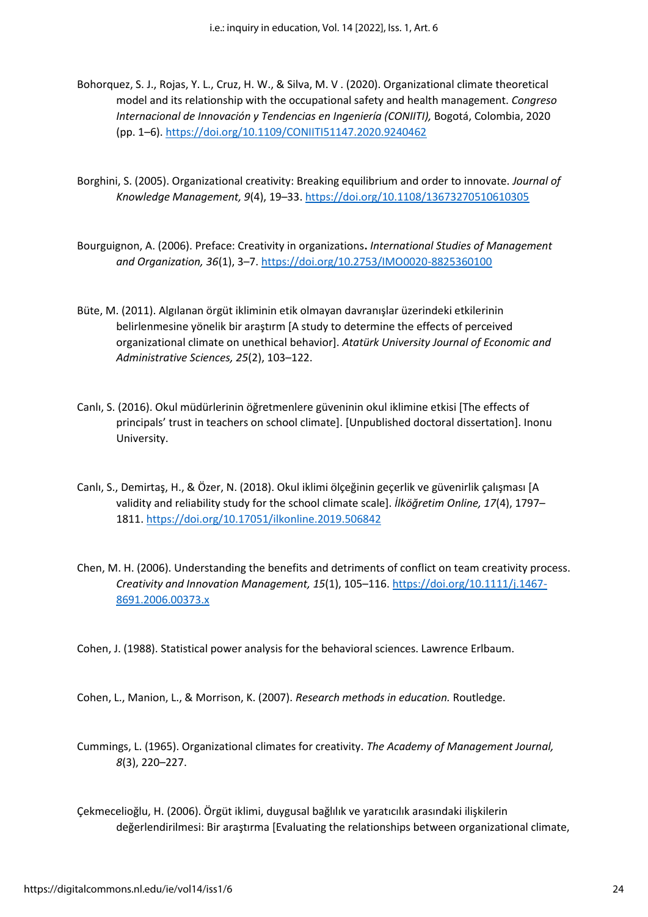Bohorquez, S. J., Rojas, Y. L., Cruz, H. W., & Silva, M. V . (2020). Organizational climate theoretical model and its relationship with the occupational safety and health management. *Congreso Internacional de Innovación y Tendencias en Ingeniería (CONIITI),* Bogotá, Colombia, 2020 (pp. 1–6). https://doi.org/10.1109/CONIITI51147.2020.9240462

Borghini, S. (2005). Organizational creativity: Breaking equilibrium and order to innovate. *Journal of Knowledge Management, 9*(4), 19–33. https://doi.org/10.1108/13673270510610305

Bourguignon, A. (2006). Preface: Creativity in organizations**.** *International Studies of Management and Organization, 36*(1), 3–7. https://doi.org/10.2753/IMO0020-8825360100

Büte, M. (2011). Algılanan örgüt ikliminin etik olmayan davranışlar üzerindeki etkilerinin belirlenmesine yönelik bir araştırm [A study to determine the effects of perceived organizational climate on unethical behavior]. *Atatürk University Journal of Economic and Administrative Sciences, 25*(2), 103–122.

Canlı, S. (2016). Okul müdürlerinin öğretmenlere güveninin okul iklimine etkisi [The effects of principals' trust in teachers on school climate]. [Unpublished doctoral dissertation]. Inonu University.

Canlı, S., Demirtaş, H., & Özer, N. (2018). Okul iklimi ölçeğinin geçerlik ve güvenirlik çalışması [A validity and reliability study for the school climate scale]. *İlköğretim Online, 17*(4), 1797–1811. https://doi.org/10.17051/ilkonline.2019.506842

Chen, M. H. (2006). Understanding the benefits and detriments of conflict on team creativity process. *Creativity and Innovation Management, 15*(1), 105–116. https://doi.org/10.1111/j.1467-8691.2006.00373.x

Cohen, J. (1988). Statistical power analysis for the behavioral sciences. Lawrence Erlbaum.

Cohen, L., Manion, L., & Morrison, K. (2007). *Research methods in education.* Routledge.

Cummings, L. (1965). Organizational climates for creativity. *The Academy of Management Journal, 8*(3), 220–227.

Çekmecelioğlu, H. (2006). Örgüt iklimi, duygusal bağlılık ve yaratıcılık arasındaki ilişkilerin değerlendirilmesi: Bir araştırma [Evaluating the relationships between organizational climate,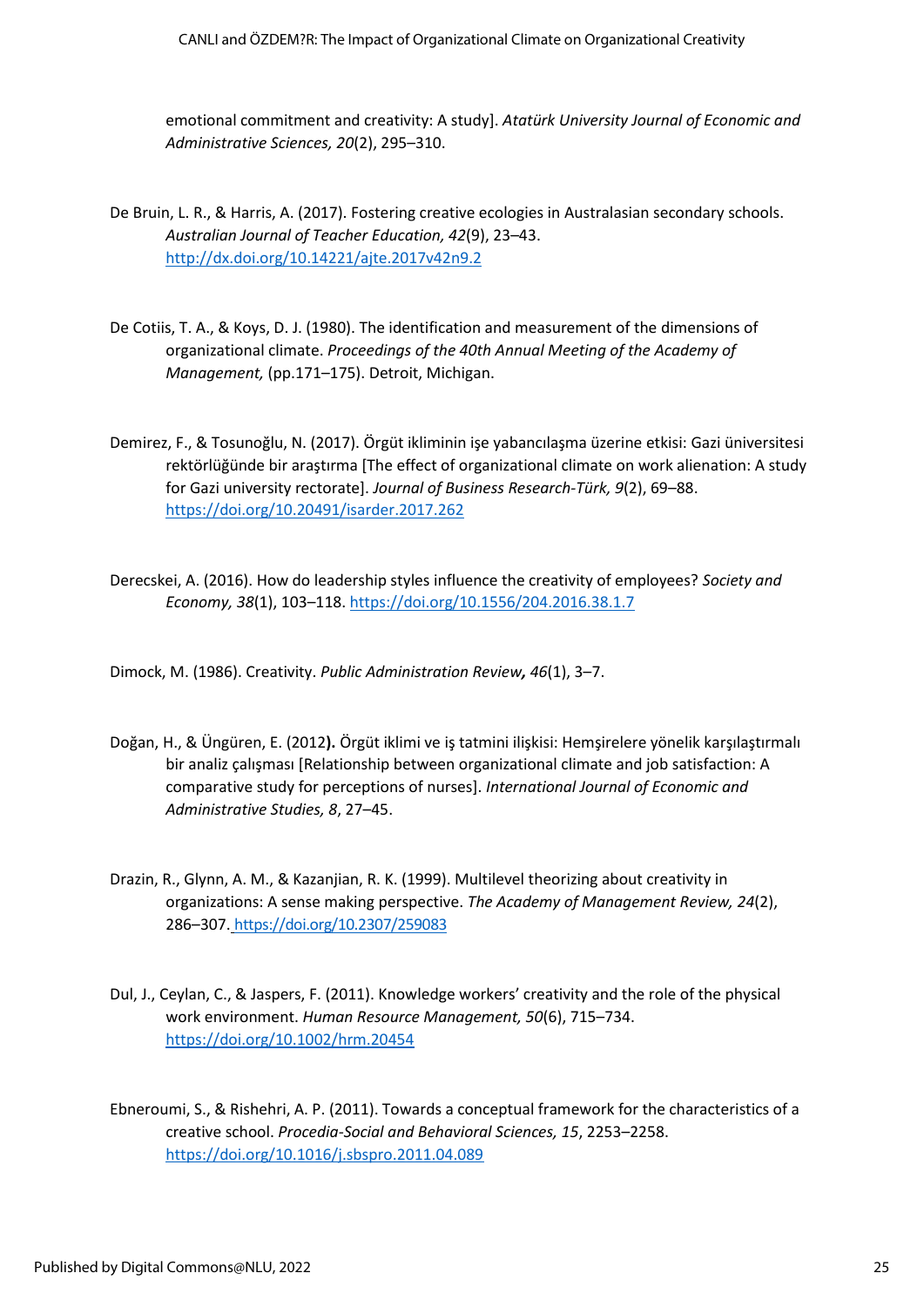emotional commitment and creativity: A study]. *Atatürk University Journal of Economic and Administrative Sciences, 20*(2), 295–310.

De Bruin, L. R., & Harris, A. (2017). Fostering creative ecologies in Australasian secondary schools. *Australian Journal of Teacher Education, 42*(9), 23–43. http://dx.doi.org/10.14221/ajte.2017v42n9.2

De Cotiis, T. A., & Koys, D. J. (1980). The identification and measurement of the dimensions of organizational climate. *Proceedings of the 40th Annual Meeting of the Academy of Management,* (pp.171–175). Detroit, Michigan.

Demirez, F., & Tosunoğlu, N. (2017). Örgüt ikliminin işe yabancılaşma üzerine etkisi: Gazi üniversitesi rektörlüğünde bir araştırma [The effect of organizational climate on work alienation: A study for Gazi university rectorate]. *Journal of Business Research-Türk, 9*(2), 69–88. https://doi.org/10.20491/isarder.2017.262

Derecskei, A. (2016). How do leadership styles influence the creativity of employees? *Society and Economy, 38*(1), 103–118. https://doi.org/10.1556/204.2016.38.1.7

Dimock, M. (1986). Creativity. *Public Administration Review***,** *46*(1), 3–7.

Doğan, H., & Üngüren, E. (2012**).** Örgüt iklimi ve iş tatmini ilişkisi: Hemşirelere yönelik karşılaştırmalı bir analiz çalışması [Relationship between organizational climate and job satisfaction: A comparative study for perceptions of nurses]. *International Journal of Economic and Administrative Studies, 8*, 27–45.

Drazin, R., Glynn, A. M., & Kazanjian, R. K. (1999). Multilevel theorizing about creativity in organizations: A sense making perspective. *The Academy of Management Review, 24*(2), 286–307. https://doi.org/10.2307/259083

Dul, J., Ceylan, C., & Jaspers, F. (2011). Knowledge workers' creativity and the role of the physical work environment. *Human Resource Management, 50*(6), 715–734. https://doi.org/10.1002/hrm.20454

Ebneroumi, S., & Rishehri, A. P. (2011). Towards a conceptual framework for the characteristics of a creative school. *Procedia-Social and Behavioral Sciences, 15*, 2253–2258. https://doi.org/10.1016/j.sbspro.2011.04.089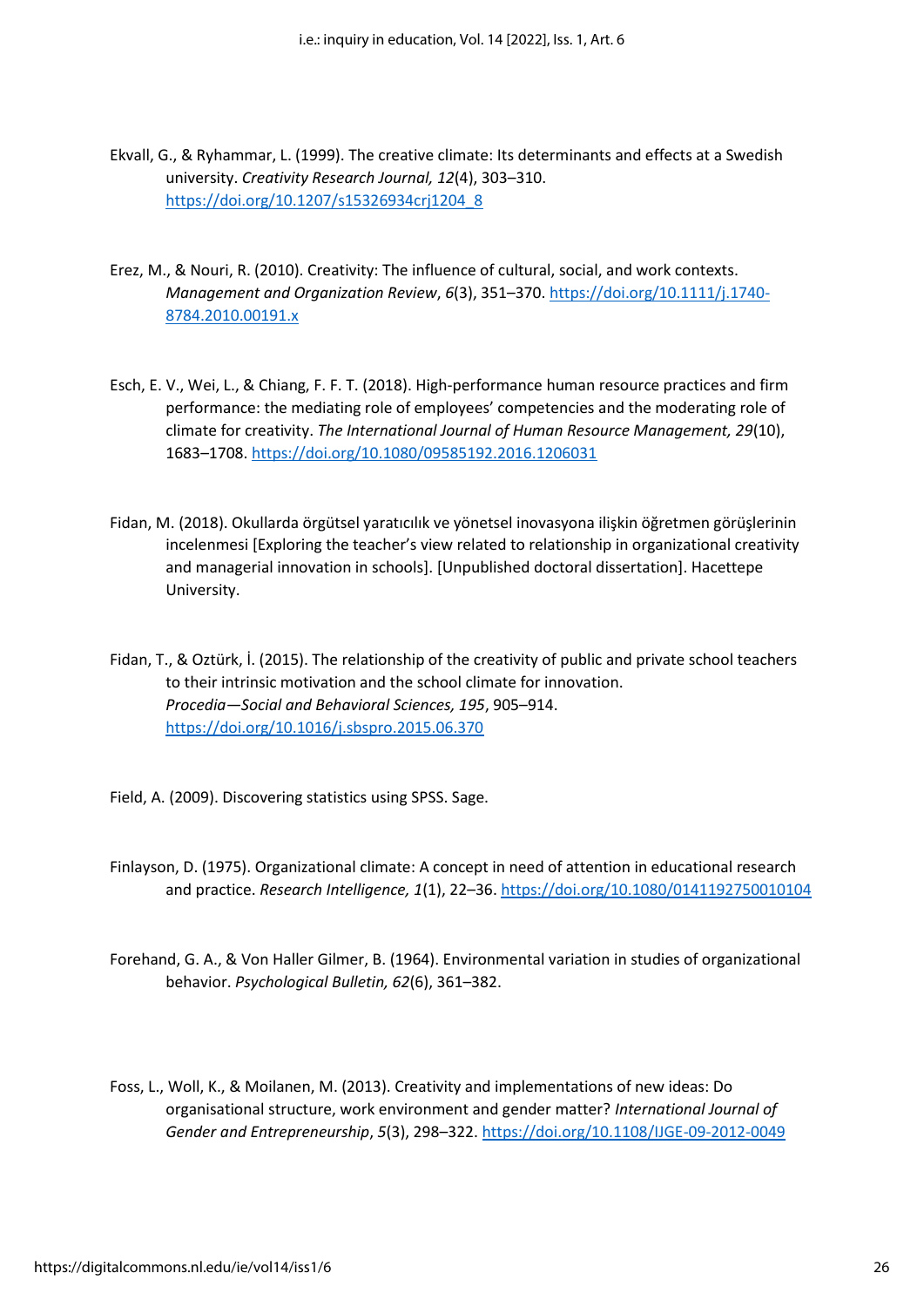Ekvall, G., & Ryhammar, L. (1999). The creative climate: Its determinants and effects at a Swedish university. *Creativity Research Journal, 12*(4), 303–310. https://doi.org/10.1207/s15326934crj1204_8

Erez, M., & Nouri, R. (2010). Creativity: The influence of cultural, social, and work contexts. *Management and Organization Review*, *6*(3), 351–370. https://doi.org/10.1111/j.1740-8784.2010.00191.x

Esch, E. V., Wei, L., & Chiang, F. F. T. (2018). High-performance human resource practices and firm performance: the mediating role of employees' competencies and the moderating role of climate for creativity. *The International Journal of Human Resource Management, 29*(10), 1683–1708. https://doi.org/10.1080/09585192.2016.1206031

Fidan, M. (2018). Okullarda örgütsel yaratıcılık ve yönetsel inovasyona ilişkin öğretmen görüşlerinin incelenmesi [Exploring the teacher's view related to relationship in organizational creativity and managerial innovation in schools]. [Unpublished doctoral dissertation]. Hacettepe University.

Fidan, T., & Oztürk, İ. (2015). The relationship of the creativity of public and private school teachers to their intrinsic motivation and the school climate for innovation. *Procedia—Social and Behavioral Sciences, 195*, 905–914. https://doi.org/10.1016/j.sbspro.2015.06.370

Field, A. (2009). Discovering statistics using SPSS. Sage.

Finlayson, D. (1975). Organizational climate: A concept in need of attention in educational research and practice. *Research Intelligence, 1*(1), 22–36. https://doi.org/10.1080/0141192750010104

Forehand, G. A., & Von Haller Gilmer, B. (1964). Environmental variation in studies of organizational behavior. *Psychological Bulletin, 62*(6), 361–382.

Foss, L., Woll, K., & Moilanen, M. (2013). Creativity and implementations of new ideas: Do organisational structure, work environment and gender matter? *International Journal of Gender and Entrepreneurship*, *5*(3), 298–322. https://doi.org/10.1108/IJGE-09-2012-0049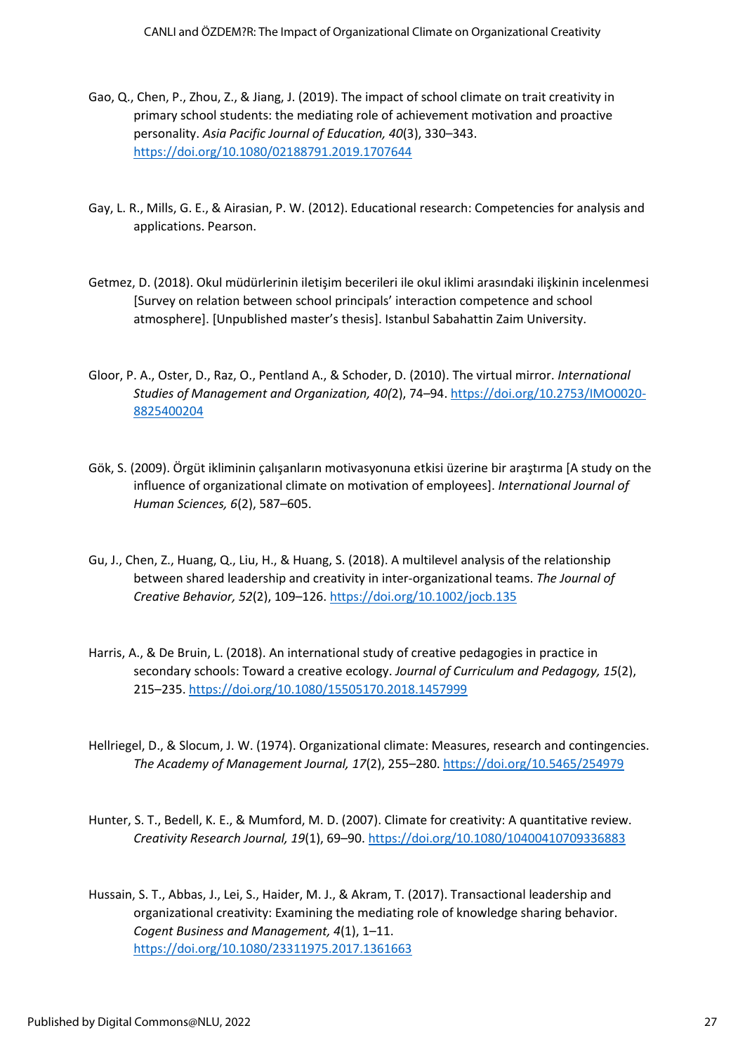Gao, Q., Chen, P., Zhou, Z., & Jiang, J. (2019). The impact of school climate on trait creativity in primary school students: the mediating role of achievement motivation and proactive personality. *Asia Pacific Journal of Education, 40*(3), 330–343. https://doi.org/10.1080/02188791.2019.1707644

Gay, L. R., Mills, G. E., & Airasian, P. W. (2012). Educational research: Competencies for analysis and applications. Pearson.

Getmez, D. (2018). Okul müdürlerinin iletişim becerileri ile okul iklimi arasındaki ilişkinin incelenmesi [Survey on relation between school principals' interaction competence and school atmosphere]. [Unpublished master's thesis]. Istanbul Sabahattin Zaim University.

Gloor, P. A., Oster, D., Raz, O., Pentland A., & Schoder, D. (2010). The virtual mirror. *International Studies of Management and Organization, 40(*2), 74–94. https://doi.org/10.2753/IMO0020-8825400204

Gök, S. (2009). Örgüt ikliminin çalışanların motivasyonuna etkisi üzerine bir araştırma [A study on the influence of organizational climate on motivation of employees]. *International Journal of Human Sciences, 6*(2), 587–605.

Gu, J., Chen, Z., Huang, Q., Liu, H., & Huang, S. (2018). A multilevel analysis of the relationship between shared leadership and creativity in inter-organizational teams. *The Journal of Creative Behavior, 52*(2), 109–126. https://doi.org/10.1002/jocb.135

Harris, A., & De Bruin, L. (2018). An international study of creative pedagogies in practice in secondary schools: Toward a creative ecology. *Journal of Curriculum and Pedagogy, 15*(2), 215–235. https://doi.org/10.1080/15505170.2018.1457999

Hellriegel, D., & Slocum, J. W. (1974). Organizational climate: Measures, research and contingencies. *The Academy of Management Journal, 17*(2), 255–280. https://doi.org/10.5465/254979

Hunter, S. T., Bedell, K. E., & Mumford, M. D. (2007). Climate for creativity: A quantitative review. *Creativity Research Journal, 19*(1), 69–90. https://doi.org/10.1080/10400410709336883

Hussain, S. T., Abbas, J., Lei, S., Haider, M. J., & Akram, T. (2017). Transactional leadership and organizational creativity: Examining the mediating role of knowledge sharing behavior. *Cogent Business and Management, 4*(1), 1–11. https://doi.org/10.1080/23311975.2017.1361663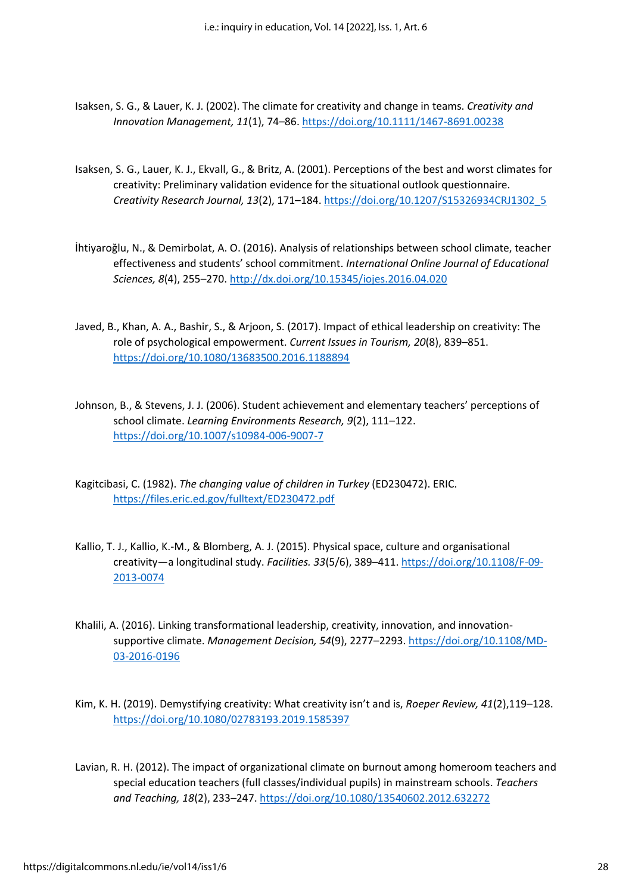Isaksen, S. G., & Lauer, K. J. (2002). The climate for creativity and change in teams. *Creativity and Innovation Management, 11*(1), 74–86. https://doi.org/10.1111/1467-8691.00238

Isaksen, S. G., Lauer, K. J., Ekvall, G., & Britz, A. (2001). Perceptions of the best and worst climates for creativity: Preliminary validation evidence for the situational outlook questionnaire. *Creativity Research Journal, 13*(2), 171–184. https://doi.org/10.1207/S15326934CRJ1302_5

İhtiyaroğlu, N., & Demirbolat, A. O. (2016). Analysis of relationships between school climate, teacher effectiveness and students' school commitment. *International Online Journal of Educational Sciences, 8*(4), 255–270. http://dx.doi.org/10.15345/iojes.2016.04.020

Javed, B., Khan, A. A., Bashir, S., & Arjoon, S. (2017). Impact of ethical leadership on creativity: The role of psychological empowerment. *Current Issues in Tourism, 20*(8), 839–851. https://doi.org/10.1080/13683500.2016.1188894

Johnson, B., & Stevens, J. J. (2006). Student achievement and elementary teachers' perceptions of school climate. *Learning Environments Research, 9*(2), 111–122. https://doi.org/10.1007/s10984-006-9007-7

Kagitcibasi, C. (1982). *The changing value of children in Turkey* (ED230472). ERIC. https://files.eric.ed.gov/fulltext/ED230472.pdf

Kallio, T. J., Kallio, K.-M., & Blomberg, A. J. (2015). Physical space, culture and organisational creativity—a longitudinal study. *Facilities. 33*(5/6), 389–411. https://doi.org/10.1108/F-09-2013-0074

Khalili, A. (2016). Linking transformational leadership, creativity, innovation, and innovation-supportive climate. *Management Decision, 54*(9), 2277–2293. https://doi.org/10.1108/MD-03-2016-0196

Kim, K. H. (2019). Demystifying creativity: What creativity isn't and is, *Roeper Review, 41*(2),119–128. https://doi.org/10.1080/02783193.2019.1585397

Lavian, R. H. (2012). The impact of organizational climate on burnout among homeroom teachers and special education teachers (full classes/individual pupils) in mainstream schools. *Teachers and Teaching, 18*(2), 233–247. https://doi.org/10.1080/13540602.2012.632272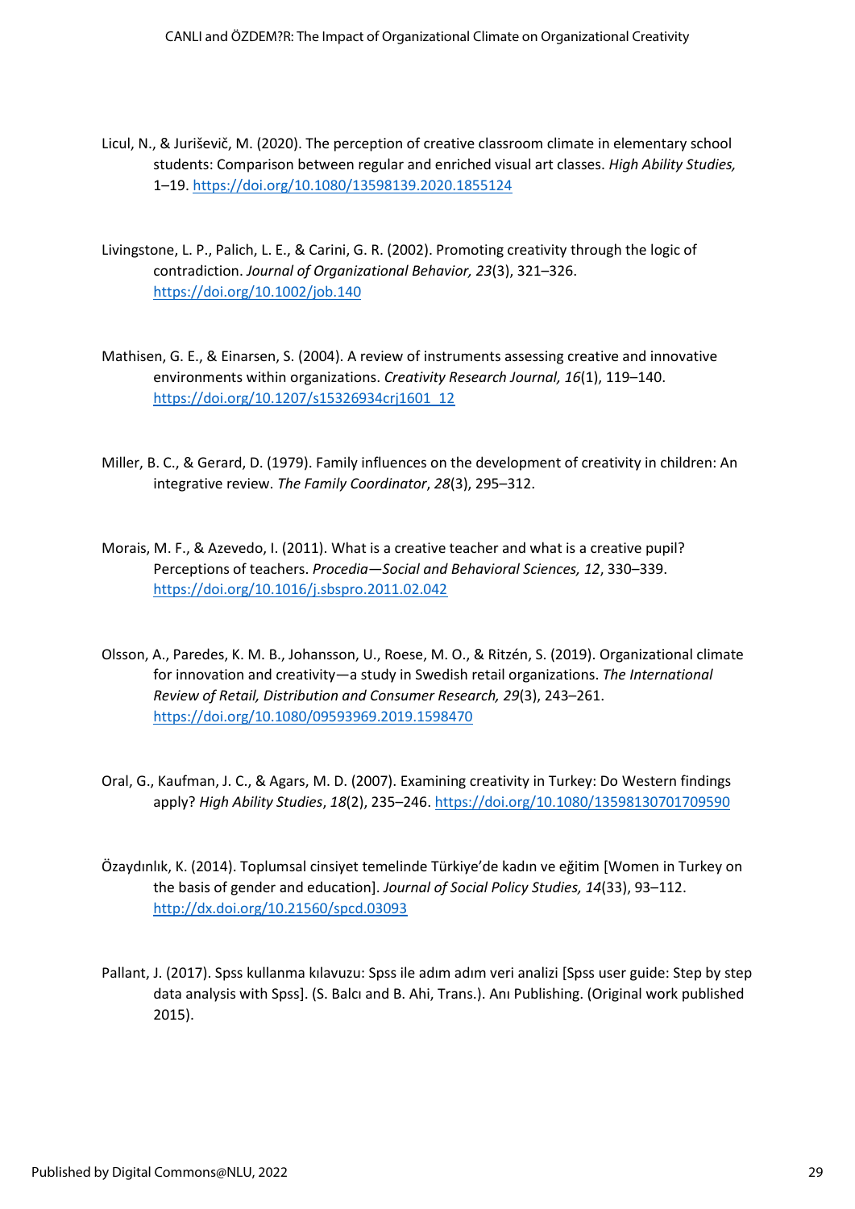Licul, N., & Juriševič, M. (2020). The perception of creative classroom climate in elementary school students: Comparison between regular and enriched visual art classes. *High Ability Studies,* 1–19. https://doi.org/10.1080/13598139.2020.1855124

Livingstone, L. P., Palich, L. E., & Carini, G. R. (2002). Promoting creativity through the logic of contradiction. *Journal of Organizational Behavior, 23*(3), 321–326. https://doi.org/10.1002/job.140

Mathisen, G. E., & Einarsen, S. (2004). A review of instruments assessing creative and innovative environments within organizations. *Creativity Research Journal, 16*(1), 119–140. https://doi.org/10.1207/s15326934crj1601_12

Miller, B. C., & Gerard, D. (1979). Family influences on the development of creativity in children: An integrative review. *The Family Coordinator*, *28*(3), 295–312.

Morais, M. F., & Azevedo, I. (2011). What is a creative teacher and what is a creative pupil? Perceptions of teachers. *Procedia—Social and Behavioral Sciences, 12*, 330–339. https://doi.org/10.1016/j.sbspro.2011.02.042

Olsson, A., Paredes, K. M. B., Johansson, U., Roese, M. O., & Ritzén, S. (2019). Organizational climate for innovation and creativity—a study in Swedish retail organizations. *The International Review of Retail, Distribution and Consumer Research, 29*(3), 243–261. https://doi.org/10.1080/09593969.2019.1598470

Oral, G., Kaufman, J. C., & Agars, M. D. (2007). Examining creativity in Turkey: Do Western findings apply? *High Ability Studies*, *18*(2), 235–246. https://doi.org/10.1080/13598130701709590

Özaydınlık, K. (2014). Toplumsal cinsiyet temelinde Türkiye'de kadın ve eğitim [Women in Turkey on the basis of gender and education]. *Journal of Social Policy Studies, 14*(33), 93–112. http://dx.doi.org/10.21560/spcd.03093

Pallant, J. (2017). Spss kullanma kılavuzu: Spss ile adım adım veri analizi [Spss user guide: Step by step data analysis with Spss]. (S. Balcı and B. Ahi, Trans.). Anı Publishing. (Original work published 2015).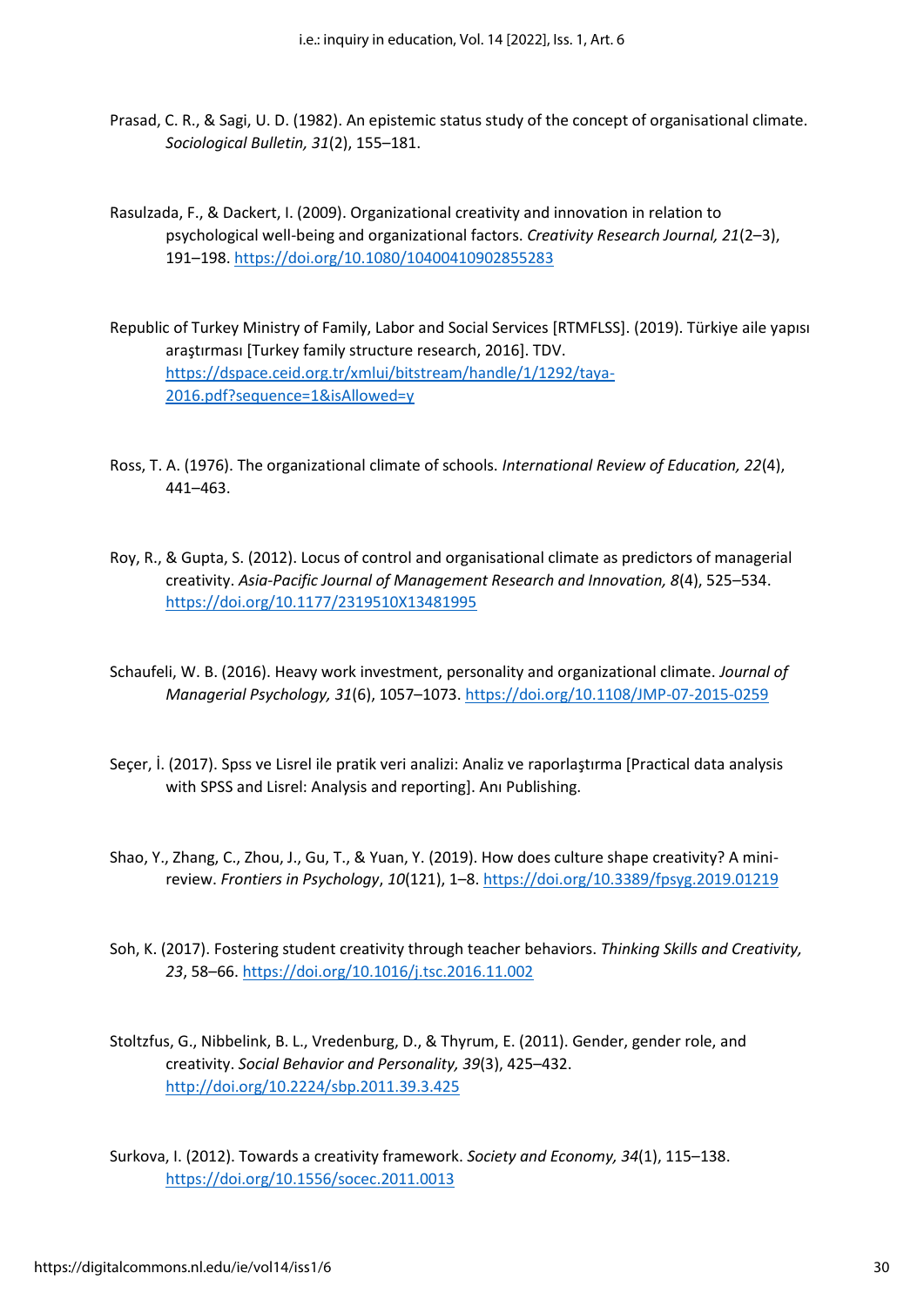Prasad, C. R., & Sagi, U. D. (1982). An epistemic status study of the concept of organisational climate. *Sociological Bulletin, 31*(2), 155–181.

Rasulzada, F., & Dackert, I. (2009). Organizational creativity and innovation in relation to psychological well-being and organizational factors. *Creativity Research Journal, 21*(2–3), 191–198. https://doi.org/10.1080/10400410902855283

Republic of Turkey Ministry of Family, Labor and Social Services [RTMFLSS]. (2019). Türkiye aile yapısı araştırması [Turkey family structure research, 2016]. TDV. https://dspace.ceid.org.tr/xmlui/bitstream/handle/1/1292/taya-2016.pdf?sequence=1&isAllowed=y

Ross, T. A. (1976). The organizational climate of schools. *International Review of Education, 22*(4), 441–463.

Roy, R., & Gupta, S. (2012). Locus of control and organisational climate as predictors of managerial creativity. *Asia-Pacific Journal of Management Research and Innovation, 8*(4), 525–534. https://doi.org/10.1177/2319510X13481995

Schaufeli, W. B. (2016). Heavy work investment, personality and organizational climate. *Journal of Managerial Psychology, 31*(6), 1057–1073. https://doi.org/10.1108/JMP-07-2015-0259

Seçer, İ. (2017). Spss ve Lisrel ile pratik veri analizi: Analiz ve raporlaştırma [Practical data analysis with SPSS and Lisrel: Analysis and reporting]. Anı Publishing.

Shao, Y., Zhang, C., Zhou, J., Gu, T., & Yuan, Y. (2019). How does culture shape creativity? A mini-review. *Frontiers in Psychology*, *10*(121), 1–8. https://doi.org/10.3389/fpsyg.2019.01219

Soh, K. (2017). Fostering student creativity through teacher behaviors. *Thinking Skills and Creativity, 23*, 58–66. https://doi.org/10.1016/j.tsc.2016.11.002

Stoltzfus, G., Nibbelink, B. L., Vredenburg, D., & Thyrum, E. (2011). Gender, gender role, and creativity. *Social Behavior and Personality, 39*(3), 425–432. http://doi.org/10.2224/sbp.2011.39.3.425

Surkova, I. (2012). Towards a creativity framework. *Society and Economy, 34*(1), 115–138. https://doi.org/10.1556/socec.2011.0013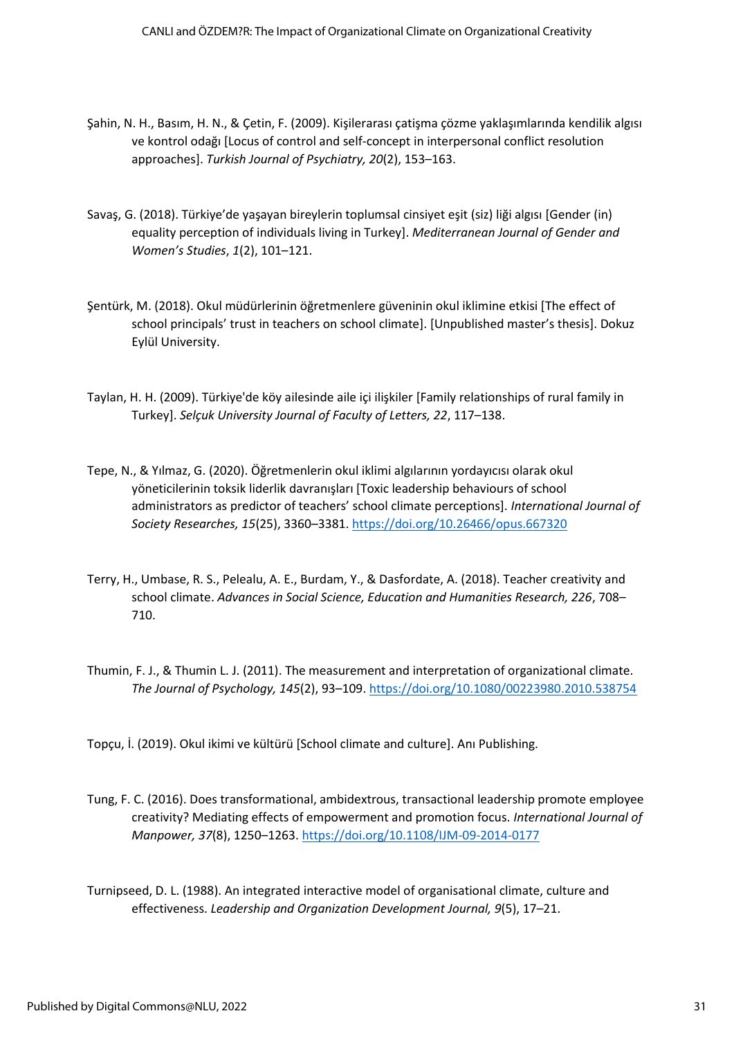Şahin, N. H., Basım, H. N., & Çetin, F. (2009). Kişilerarası çatışma çözme yaklaşımlarında kendilik algısı ve kontrol odağı [Locus of control and self-concept in interpersonal conflict resolution approaches]. *Turkish Journal of Psychiatry, 20*(2), 153–163.

Savaş, G. (2018). Türkiye'de yaşayan bireylerin toplumsal cinsiyet eşit (siz) liği algısı [Gender (in) equality perception of individuals living in Turkey]. *Mediterranean Journal of Gender and Women's Studies*, *1*(2), 101–121.

Şentürk, M. (2018). Okul müdürlerinin öğretmenlere güveninin okul iklimine etkisi [The effect of school principals' trust in teachers on school climate]. [Unpublished master's thesis]. Dokuz Eylül University.

Taylan, H. H. (2009). Türkiye'de köy ailesinde aile içi ilişkiler [Family relationships of rural family in Turkey]. *Selçuk University Journal of Faculty of Letters, 22*, 117–138.

Tepe, N., & Yılmaz, G. (2020). Öğretmenlerin okul iklimi algılarının yordayıcısı olarak okul yöneticilerinin toksik liderlik davranışları [Toxic leadership behaviours of school administrators as predictor of teachers' school climate perceptions]. *International Journal of Society Researches, 15*(25), 3360–3381. https://doi.org/10.26466/opus.667320

Terry, H., Umbase, R. S., Pelealu, A. E., Burdam, Y., & Dasfordate, A. (2018). Teacher creativity and school climate. *Advances in Social Science, Education and Humanities Research, 226*, 708–710.

Thumin, F. J., & Thumin L. J. (2011). The measurement and interpretation of organizational climate. *The Journal of Psychology, 145*(2), 93–109. https://doi.org/10.1080/00223980.2010.538754

Topçu, İ. (2019). Okul ikimi ve kültürü [School climate and culture]. Anı Publishing.

Tung, F. C. (2016). Does transformational, ambidextrous, transactional leadership promote employee creativity? Mediating effects of empowerment and promotion focus. *International Journal of Manpower, 37*(8), 1250–1263. https://doi.org/10.1108/IJM-09-2014-0177

Turnipseed, D. L. (1988). An integrated interactive model of organisational climate, culture and effectiveness. *Leadership and Organization Development Journal, 9*(5), 17–21.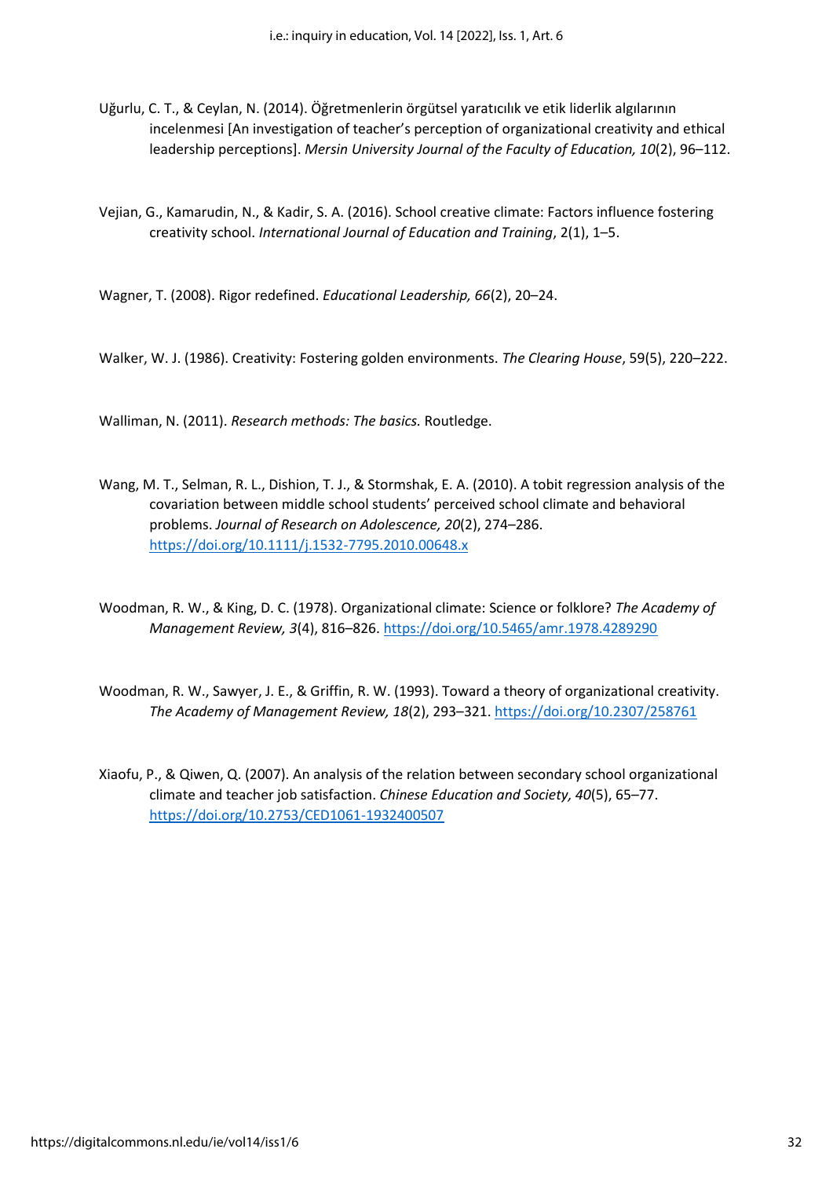Uğurlu, C. T., & Ceylan, N. (2014). Öğretmenlerin örgütsel yaratıcılık ve etik liderlik algılarının incelenmesi [An investigation of teacher's perception of organizational creativity and ethical leadership perceptions]. *Mersin University Journal of the Faculty of Education, 10*(2), 96–112.

Vejian, G., Kamarudin, N., & Kadir, S. A. (2016). School creative climate: Factors influence fostering creativity school. *International Journal of Education and Training*, 2(1), 1–5.

Wagner, T. (2008). Rigor redefined. *Educational Leadership, 66*(2), 20–24.

Walker, W. J. (1986). Creativity: Fostering golden environments. *The Clearing House*, 59(5), 220–222.

Walliman, N. (2011). *Research methods: The basics.* Routledge.

Wang, M. T., Selman, R. L., Dishion, T. J., & Stormshak, E. A. (2010). A tobit regression analysis of the covariation between middle school students' perceived school climate and behavioral problems. *Journal of Research on Adolescence, 20*(2), 274–286. https://doi.org/10.1111/j.1532-7795.2010.00648.x

Woodman, R. W., & King, D. C. (1978). Organizational climate: Science or folklore? *The Academy of Management Review, 3*(4), 816–826. https://doi.org/10.5465/amr.1978.4289290

Woodman, R. W., Sawyer, J. E., & Griffin, R. W. (1993). Toward a theory of organizational creativity. *The Academy of Management Review, 18*(2), 293–321. https://doi.org/10.2307/258761

Xiaofu, P., & Qiwen, Q. (2007). An analysis of the relation between secondary school organizational climate and teacher job satisfaction. *Chinese Education and Society, 40*(5), 65–77. https://doi.org/10.2753/CED1061-1932400507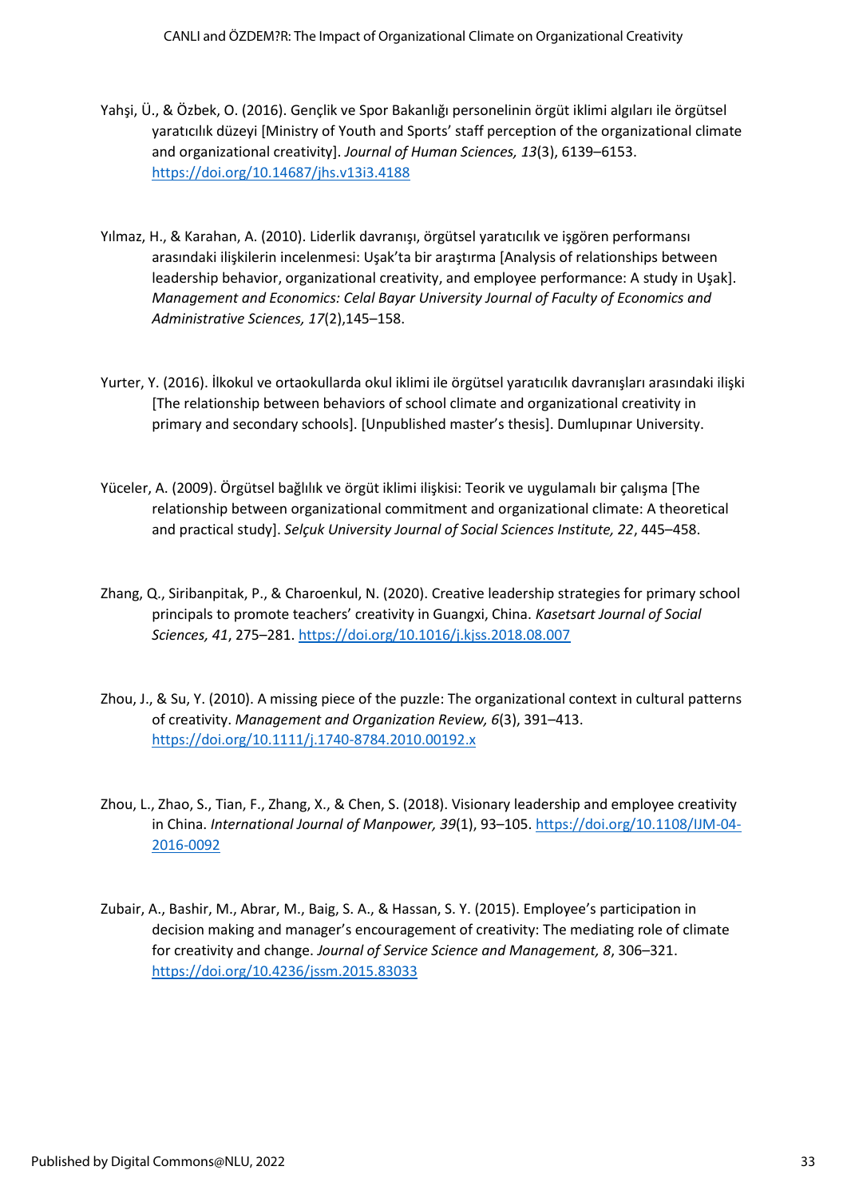Yahşi, Ü., & Özbek, O. (2016). Gençlik ve Spor Bakanlığı personelinin örgüt iklimi algıları ile örgütsel yaratıcılık düzeyi [Ministry of Youth and Sports' staff perception of the organizational climate and organizational creativity]. *Journal of Human Sciences, 13*(3), 6139–6153. https://doi.org/10.14687/jhs.v13i3.4188

Yılmaz, H., & Karahan, A. (2010). Liderlik davranışı, örgütsel yaratıcılık ve işgören performansı arasındaki ilişkilerin incelenmesi: Uşak'ta bir araştırma [Analysis of relationships between leadership behavior, organizational creativity, and employee performance: A study in Uşak]. *Management and Economics: Celal Bayar University Journal of Faculty of Economics and Administrative Sciences, 17*(2),145–158.

Yurter, Y. (2016). İlkokul ve ortaokullarda okul iklimi ile örgütsel yaratıcılık davranışları arasındaki ilişki [The relationship between behaviors of school climate and organizational creativity in primary and secondary schools]. [Unpublished master's thesis]. Dumlupınar University.

Yüceler, A. (2009). Örgütsel bağlılık ve örgüt iklimi ilişkisi: Teorik ve uygulamalı bir çalışma [The relationship between organizational commitment and organizational climate: A theoretical and practical study]. *Selçuk University Journal of Social Sciences Institute, 22*, 445–458.

Zhang, Q., Siribanpitak, P., & Charoenkul, N. (2020). Creative leadership strategies for primary school principals to promote teachers' creativity in Guangxi, China. *Kasetsart Journal of Social Sciences, 41*, 275–281. https://doi.org/10.1016/j.kjss.2018.08.007

Zhou, J., & Su, Y. (2010). A missing piece of the puzzle: The organizational context in cultural patterns of creativity. *Management and Organization Review, 6*(3), 391–413. https://doi.org/10.1111/j.1740-8784.2010.00192.x

Zhou, L., Zhao, S., Tian, F., Zhang, X., & Chen, S. (2018). Visionary leadership and employee creativity in China. *International Journal of Manpower, 39*(1), 93–105. https://doi.org/10.1108/IJM-04-2016-0092

Zubair, A., Bashir, M., Abrar, M., Baig, S. A., & Hassan, S. Y. (2015). Employee's participation in decision making and manager's encouragement of creativity: The mediating role of climate for creativity and change. *Journal of Service Science and Management, 8*, 306–321. https://doi.org/10.4236/jssm.2015.83033